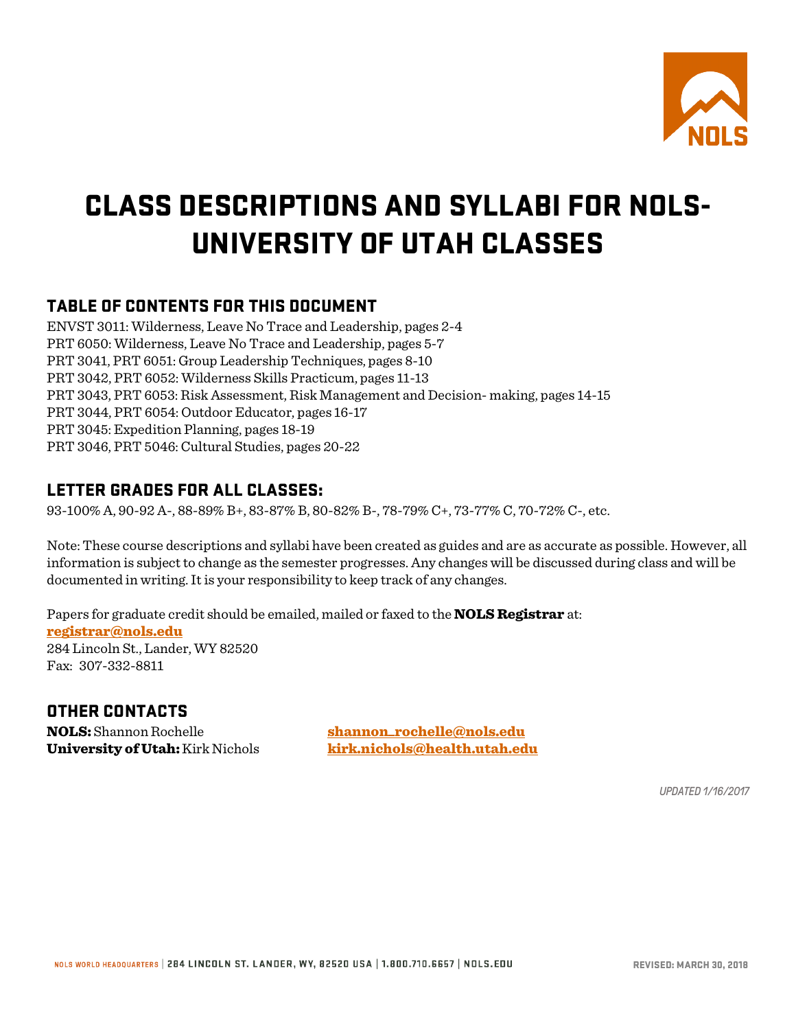# CLASS DESCRIPTIONS AND SYLLABI FOR NOLS-UNIVERSITY OF UTAH CLASSES

## TABLE OF CONTENTS FOR THIS DOCUMENT

ENVST 3011: Wilderness, Leave No Trace and Leadership, pages 2-4
PRT 6050: Wilderness, Leave No Trace and Leadership, pages 5-7
PRT 3041, PRT 6051: Group Leadership Techniques, pages 8-10
PRT 3042, PRT 6052: Wilderness Skills Practicum, pages 11-13
PRT 3043, PRT 6053: Risk Assessment, Risk Management and Decision- making, pages 14-15
PRT 3044, PRT 6054: Outdoor Educator, pages 16-17
PRT 3045: Expedition Planning, pages 18-19
PRT 3046, PRT 5046: Cultural Studies, pages 20-22

## LETTER GRADES FOR ALL CLASSES:

93-100% A, 90-92 A-, 88-89% B+, 83-87% B, 80-82% B-, 78-79% C+, 73-77% C, 70-72% C-, etc.

Note: These course descriptions and syllabi have been created as guides and are as accurate as possible. However, all information is subject to change as the semester progresses. Any changes will be discussed during class and will be documented in writing. It is your responsibility to keep track of any changes.

Papers for graduate credit should be emailed, mailed or faxed to the **NOLS Registrar** at:
**registrar@nols.edu**
284 Lincoln St., Lander, WY 82520
Fax: 307-332-8811

## OTHER CONTACTS

**NOLS:** Shannon Rochelle **shannon_rochelle@nols.edu**
**University of Utah:** Kirk Nichols **kirk.nichols@health.utah.edu**

*UPDATED 1/16/2017*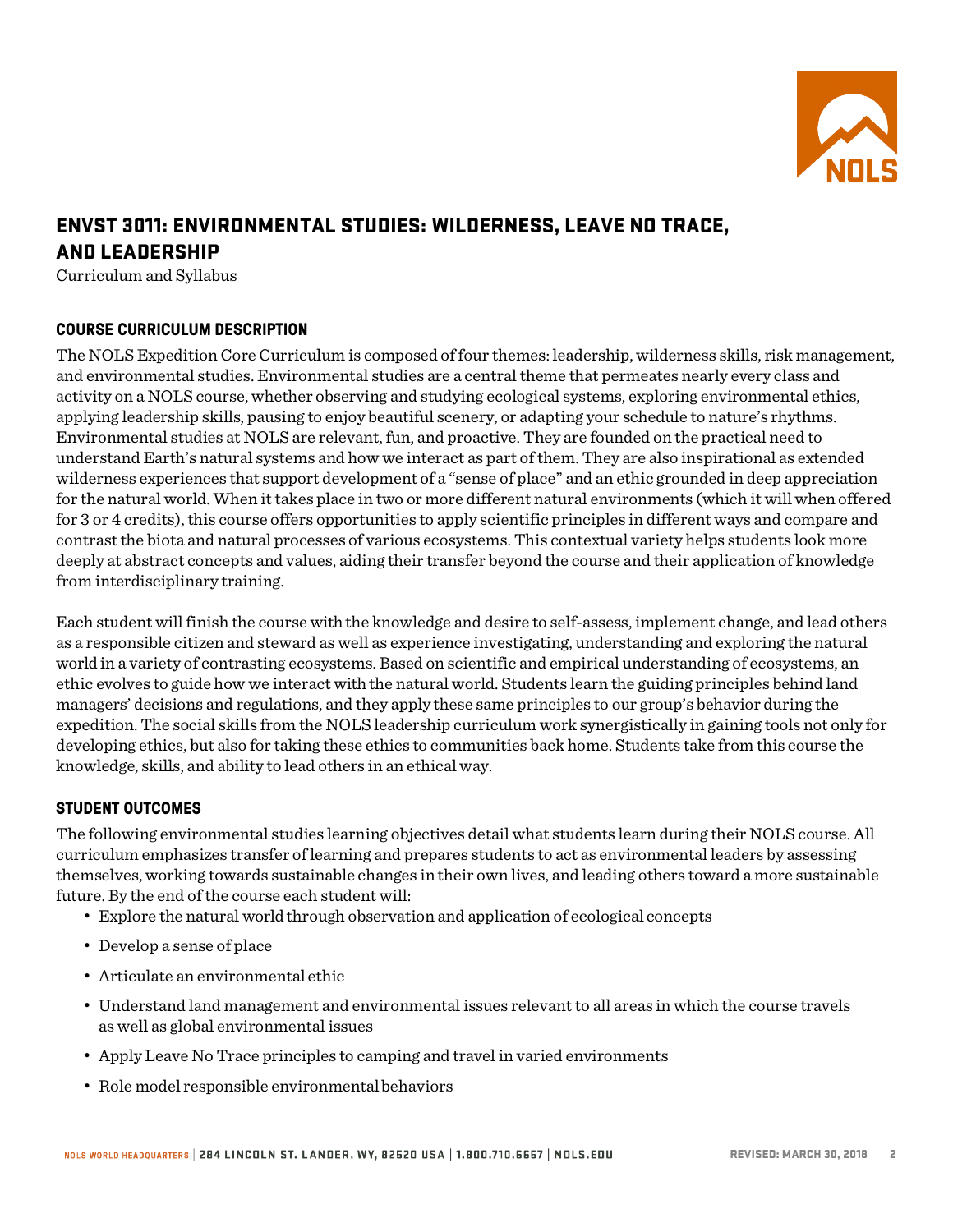# ENVST 3011: ENVIRONMENTAL STUDIES: WILDERNESS, LEAVE NO TRACE, AND LEADERSHIP

Curriculum and Syllabus

## COURSE CURRICULUM DESCRIPTION

The NOLS Expedition Core Curriculum is composed of four themes: leadership, wilderness skills, risk management, and environmental studies. Environmental studies are a central theme that permeates nearly every class and activity on a NOLS course, whether observing and studying ecological systems, exploring environmental ethics, applying leadership skills, pausing to enjoy beautiful scenery, or adapting your schedule to nature's rhythms. Environmental studies at NOLS are relevant, fun, and proactive. They are founded on the practical need to understand Earth's natural systems and how we interact as part of them. They are also inspirational as extended wilderness experiences that support development of a "sense of place" and an ethic grounded in deep appreciation for the natural world. When it takes place in two or more different natural environments (which it will when offered for 3 or 4 credits), this course offers opportunities to apply scientific principles in different ways and compare and contrast the biota and natural processes of various ecosystems. This contextual variety helps students look more deeply at abstract concepts and values, aiding their transfer beyond the course and their application of knowledge from interdisciplinary training.

Each student will finish the course with the knowledge and desire to self-assess, implement change, and lead others as a responsible citizen and steward as well as experience investigating, understanding and exploring the natural world in a variety of contrasting ecosystems. Based on scientific and empirical understanding of ecosystems, an ethic evolves to guide how we interact with the natural world. Students learn the guiding principles behind land managers' decisions and regulations, and they apply these same principles to our group's behavior during the expedition. The social skills from the NOLS leadership curriculum work synergistically in gaining tools not only for developing ethics, but also for taking these ethics to communities back home. Students take from this course the knowledge, skills, and ability to lead others in an ethical way.

## STUDENT OUTCOMES

The following environmental studies learning objectives detail what students learn during their NOLS course. All curriculum emphasizes transfer of learning and prepares students to act as environmental leaders by assessing themselves, working towards sustainable changes in their own lives, and leading others toward a more sustainable future. By the end of the course each student will:

- Explore the natural world through observation and application of ecological concepts
- Develop a sense of place
- Articulate an environmental ethic
- Understand land management and environmental issues relevant to all areas in which the course travels as well as global environmental issues
- Apply Leave No Trace principles to camping and travel in varied environments
- Role model responsible environmental behaviors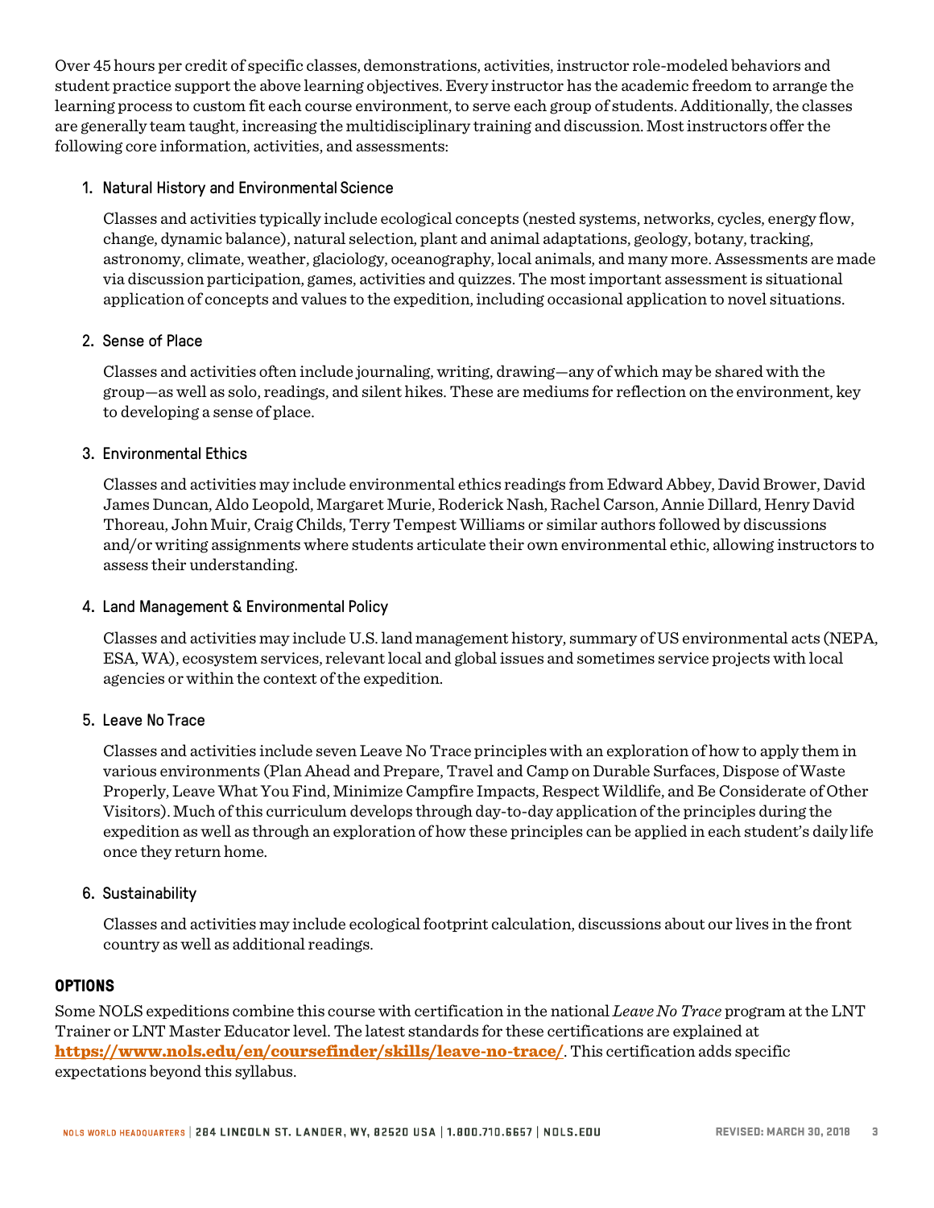Over 45 hours per credit of specific classes, demonstrations, activities, instructor role-modeled behaviors and student practice support the above learning objectives. Every instructor has the academic freedom to arrange the learning process to custom fit each course environment, to serve each group of students. Additionally, the classes are generally team taught, increasing the multidisciplinary training and discussion. Most instructors offer the following core information, activities, and assessments:

1. Natural History and Environmental Science

   Classes and activities typically include ecological concepts (nested systems, networks, cycles, energy flow, change, dynamic balance), natural selection, plant and animal adaptations, geology, botany, tracking, astronomy, climate, weather, glaciology, oceanography, local animals, and many more. Assessments are made via discussion participation, games, activities and quizzes. The most important assessment is situational application of concepts and values to the expedition, including occasional application to novel situations.

2. Sense of Place

   Classes and activities often include journaling, writing, drawing—any of which may be shared with the group—as well as solo, readings, and silent hikes. These are mediums for reflection on the environment, key to developing a sense of place.

3. Environmental Ethics

   Classes and activities may include environmental ethics readings from Edward Abbey, David Brower, David James Duncan, Aldo Leopold, Margaret Murie, Roderick Nash, Rachel Carson, Annie Dillard, Henry David Thoreau, John Muir, Craig Childs, Terry Tempest Williams or similar authors followed by discussions and/or writing assignments where students articulate their own environmental ethic, allowing instructors to assess their understanding.

4. Land Management & Environmental Policy

   Classes and activities may include U.S. land management history, summary of US environmental acts (NEPA, ESA, WA), ecosystem services, relevant local and global issues and sometimes service projects with local agencies or within the context of the expedition.

5. Leave No Trace

   Classes and activities include seven Leave No Trace principles with an exploration of how to apply them in various environments (Plan Ahead and Prepare, Travel and Camp on Durable Surfaces, Dispose of Waste Properly, Leave What You Find, Minimize Campfire Impacts, Respect Wildlife, and Be Considerate of Other Visitors). Much of this curriculum develops through day-to-day application of the principles during the expedition as well as through an exploration of how these principles can be applied in each student's daily life once they return home.

6. Sustainability

   Classes and activities may include ecological footprint calculation, discussions about our lives in the front country as well as additional readings.

## OPTIONS

Some NOLS expeditions combine this course with certification in the national *Leave No Trace* program at the LNT Trainer or LNT Master Educator level. The latest standards for these certifications are explained at **https://www.nols.edu/en/coursefinder/skills/leave-no-trace/**. This certification adds specific expectations beyond this syllabus.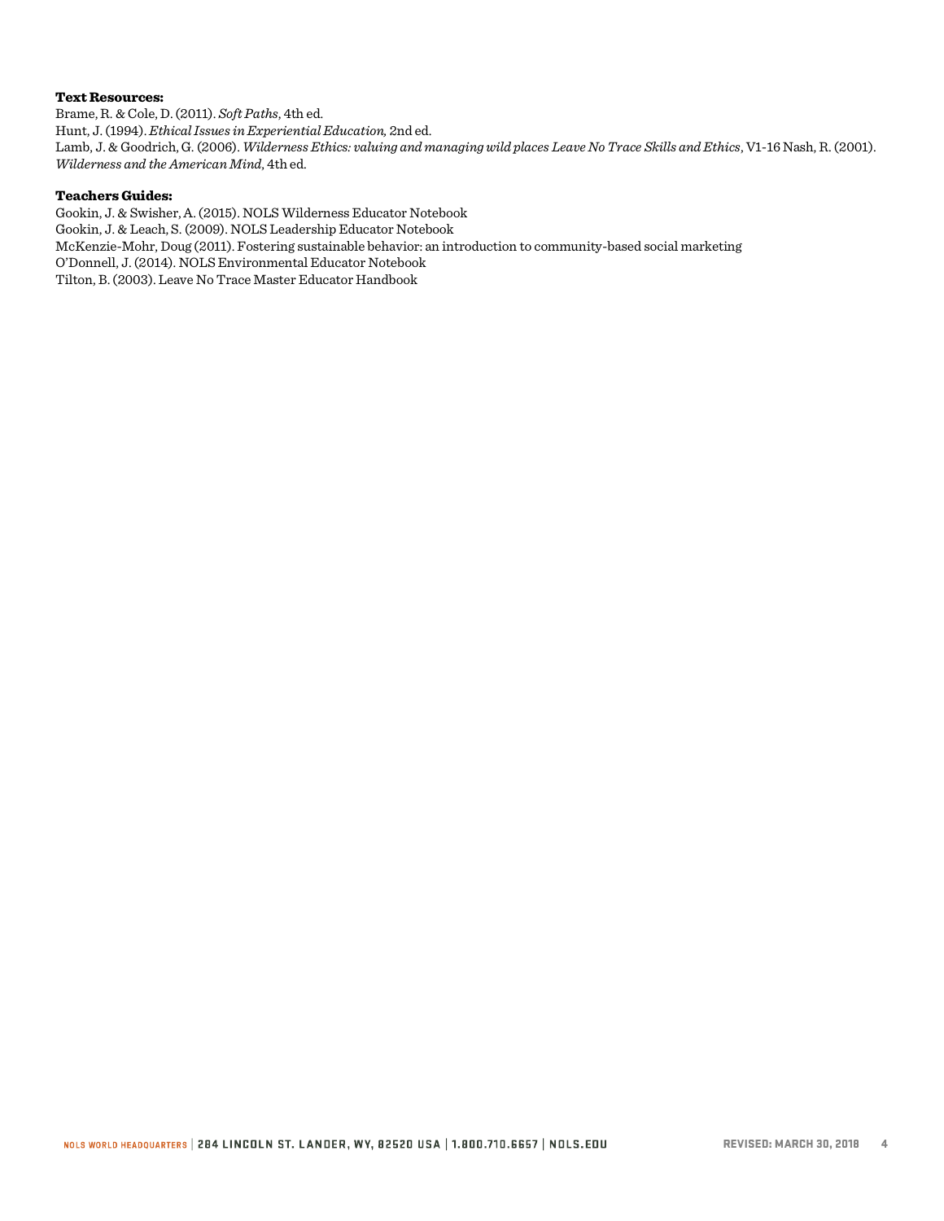**Text Resources:**

Brame, R. & Cole, D. (2011). *Soft Paths,* 4th ed.  
Hunt, J. (1994). *Ethical Issues in Experiential Education,* 2nd ed.  
Lamb, J. & Goodrich, G. (2006). *Wilderness Ethics: valuing and managing wild places Leave No Trace Skills and Ethics*, V1-16 Nash, R. (2001). *Wilderness and the American Mind,* 4th ed.

**Teachers Guides:**

Gookin, J. & Swisher, A. (2015). NOLS Wilderness Educator Notebook  
Gookin, J. & Leach, S. (2009). NOLS Leadership Educator Notebook  
McKenzie-Mohr, Doug (2011). Fostering sustainable behavior: an introduction to community-based social marketing  
O'Donnell, J. (2014). NOLS Environmental Educator Notebook  
Tilton, B. (2003). Leave No Trace Master Educator Handbook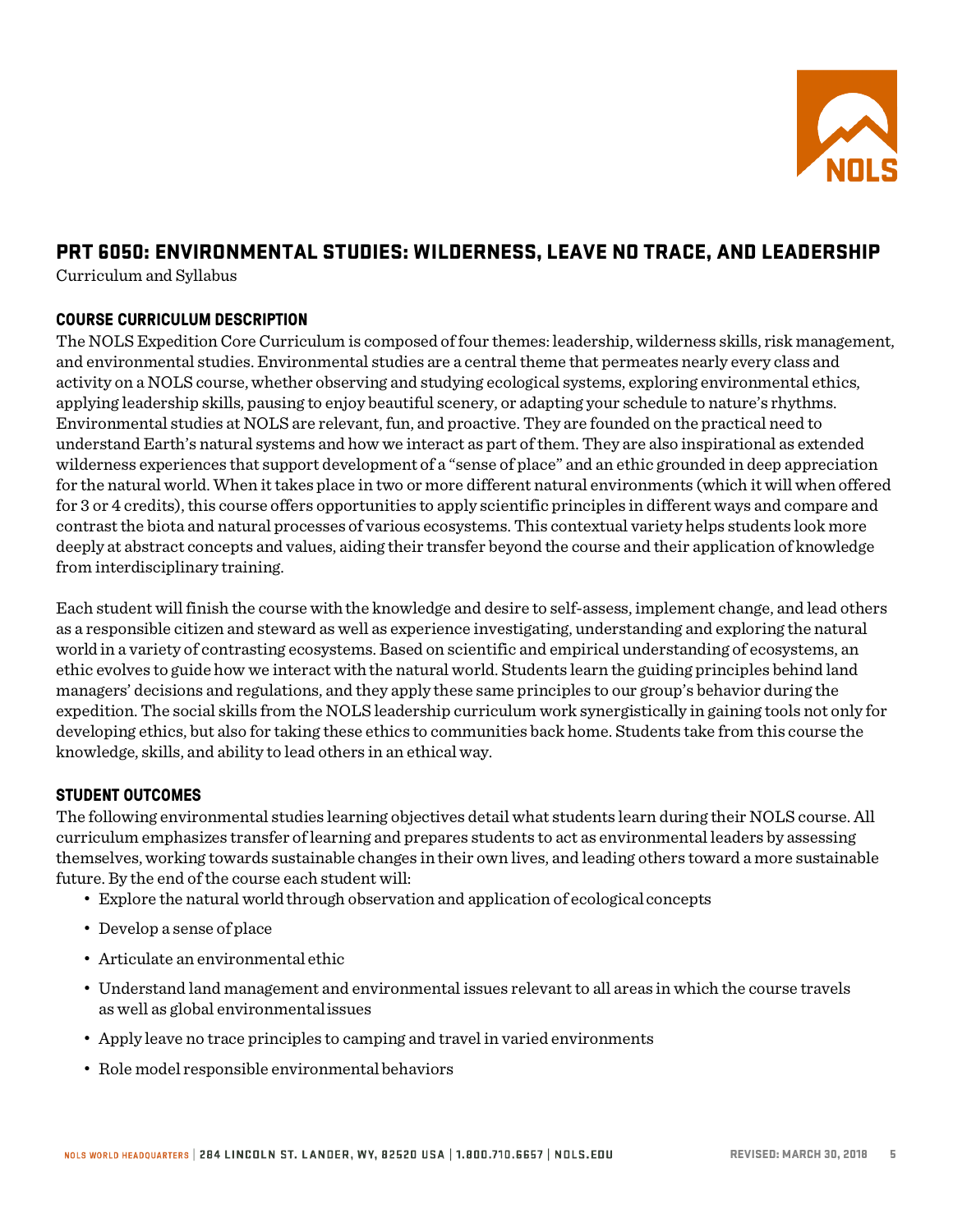# PRT 6050: ENVIRONMENTAL STUDIES: WILDERNESS, LEAVE NO TRACE, AND LEADERSHIP

Curriculum and Syllabus

## COURSE CURRICULUM DESCRIPTION

The NOLS Expedition Core Curriculum is composed of four themes: leadership, wilderness skills, risk management, and environmental studies. Environmental studies are a central theme that permeates nearly every class and activity on a NOLS course, whether observing and studying ecological systems, exploring environmental ethics, applying leadership skills, pausing to enjoy beautiful scenery, or adapting your schedule to nature's rhythms. Environmental studies at NOLS are relevant, fun, and proactive. They are founded on the practical need to understand Earth's natural systems and how we interact as part of them. They are also inspirational as extended wilderness experiences that support development of a "sense of place" and an ethic grounded in deep appreciation for the natural world. When it takes place in two or more different natural environments (which it will when offered for 3 or 4 credits), this course offers opportunities to apply scientific principles in different ways and compare and contrast the biota and natural processes of various ecosystems. This contextual variety helps students look more deeply at abstract concepts and values, aiding their transfer beyond the course and their application of knowledge from interdisciplinary training.

Each student will finish the course with the knowledge and desire to self-assess, implement change, and lead others as a responsible citizen and steward as well as experience investigating, understanding and exploring the natural world in a variety of contrasting ecosystems. Based on scientific and empirical understanding of ecosystems, an ethic evolves to guide how we interact with the natural world. Students learn the guiding principles behind land managers' decisions and regulations, and they apply these same principles to our group's behavior during the expedition. The social skills from the NOLS leadership curriculum work synergistically in gaining tools not only for developing ethics, but also for taking these ethics to communities back home. Students take from this course the knowledge, skills, and ability to lead others in an ethical way.

## STUDENT OUTCOMES

The following environmental studies learning objectives detail what students learn during their NOLS course. All curriculum emphasizes transfer of learning and prepares students to act as environmental leaders by assessing themselves, working towards sustainable changes in their own lives, and leading others toward a more sustainable future. By the end of the course each student will:

- Explore the natural world through observation and application of ecological concepts
- Develop a sense of place
- Articulate an environmental ethic
- Understand land management and environmental issues relevant to all areas in which the course travels as well as global environmental issues
- Apply leave no trace principles to camping and travel in varied environments
- Role model responsible environmental behaviors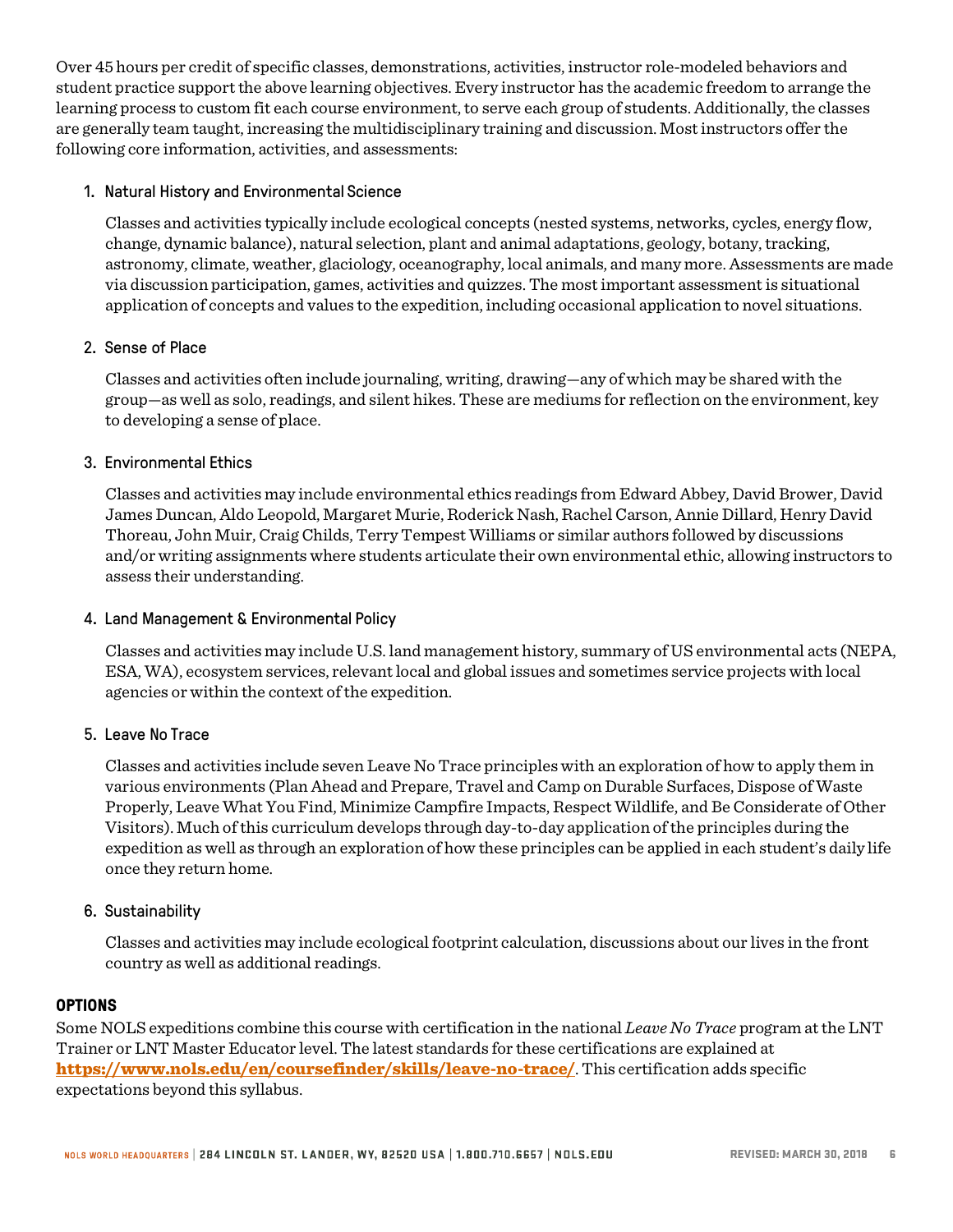Over 45 hours per credit of specific classes, demonstrations, activities, instructor role-modeled behaviors and student practice support the above learning objectives. Every instructor has the academic freedom to arrange the learning process to custom fit each course environment, to serve each group of students. Additionally, the classes are generally team taught, increasing the multidisciplinary training and discussion. Most instructors offer the following core information, activities, and assessments:

1. Natural History and Environmental Science

   Classes and activities typically include ecological concepts (nested systems, networks, cycles, energy flow, change, dynamic balance), natural selection, plant and animal adaptations, geology, botany, tracking, astronomy, climate, weather, glaciology, oceanography, local animals, and many more. Assessments are made via discussion participation, games, activities and quizzes. The most important assessment is situational application of concepts and values to the expedition, including occasional application to novel situations.

2. Sense of Place

   Classes and activities often include journaling, writing, drawing—any of which may be shared with the group—as well as solo, readings, and silent hikes. These are mediums for reflection on the environment, key to developing a sense of place.

3. Environmental Ethics

   Classes and activities may include environmental ethics readings from Edward Abbey, David Brower, David James Duncan, Aldo Leopold, Margaret Murie, Roderick Nash, Rachel Carson, Annie Dillard, Henry David Thoreau, John Muir, Craig Childs, Terry Tempest Williams or similar authors followed by discussions and/or writing assignments where students articulate their own environmental ethic, allowing instructors to assess their understanding.

4. Land Management & Environmental Policy

   Classes and activities may include U.S. land management history, summary of US environmental acts (NEPA, ESA, WA), ecosystem services, relevant local and global issues and sometimes service projects with local agencies or within the context of the expedition.

5. Leave No Trace

   Classes and activities include seven Leave No Trace principles with an exploration of how to apply them in various environments (Plan Ahead and Prepare, Travel and Camp on Durable Surfaces, Dispose of Waste Properly, Leave What You Find, Minimize Campfire Impacts, Respect Wildlife, and Be Considerate of Other Visitors). Much of this curriculum develops through day-to-day application of the principles during the expedition as well as through an exploration of how these principles can be applied in each student's daily life once they return home.

6. Sustainability

   Classes and activities may include ecological footprint calculation, discussions about our lives in the front country as well as additional readings.

## OPTIONS

Some NOLS expeditions combine this course with certification in the national *Leave No Trace* program at the LNT Trainer or LNT Master Educator level. The latest standards for these certifications are explained at **https://www.nols.edu/en/coursefinder/skills/leave-no-trace/**. This certification adds specific expectations beyond this syllabus.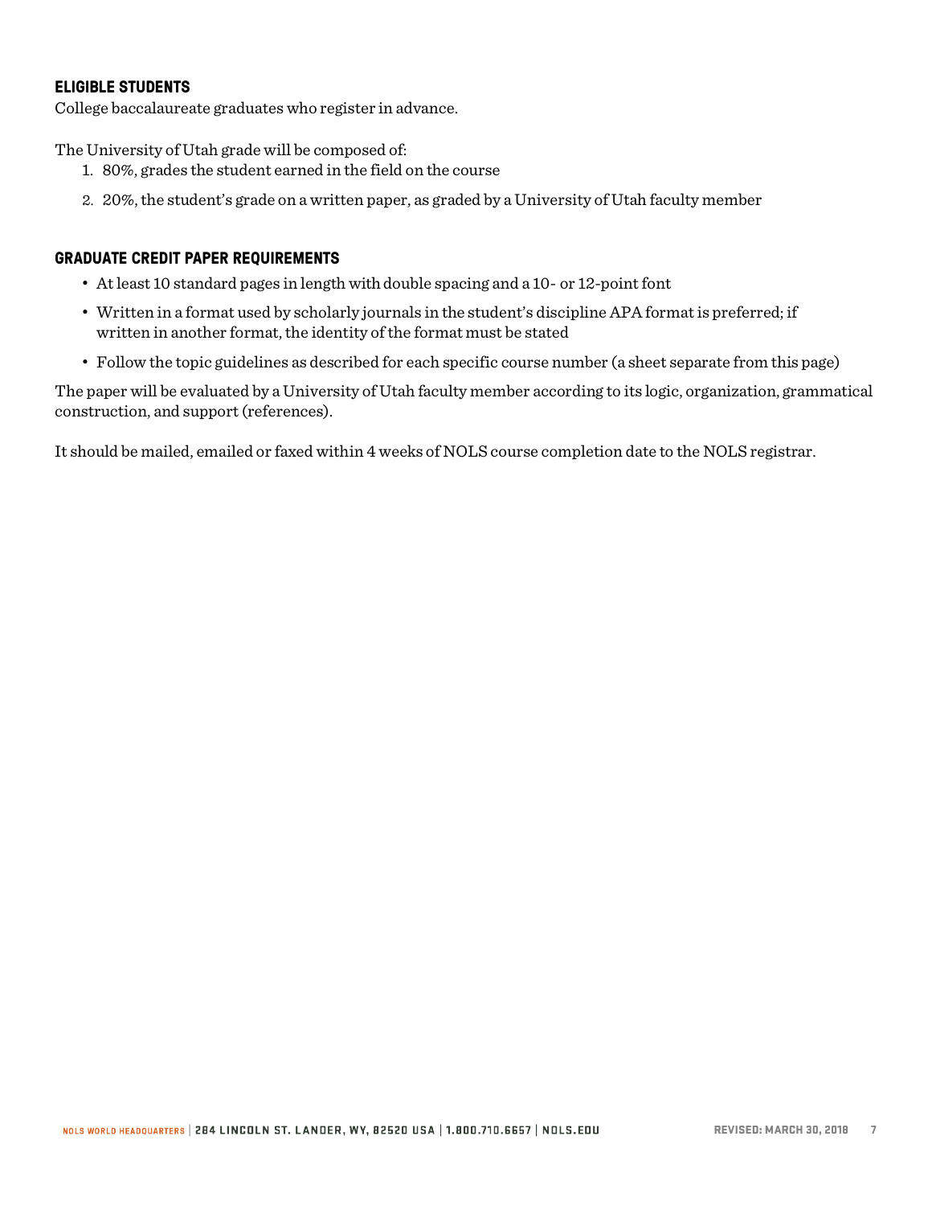### ELIGIBLE STUDENTS

College baccalaureate graduates who register in advance.

The University of Utah grade will be composed of:

1. 80%, grades the student earned in the field on the course
2. 20%, the student's grade on a written paper, as graded by a University of Utah faculty member

### GRADUATE CREDIT PAPER REQUIREMENTS

- At least 10 standard pages in length with double spacing and a 10- or 12-point font
- Written in a format used by scholarly journals in the student's discipline APA format is preferred; if written in another format, the identity of the format must be stated
- Follow the topic guidelines as described for each specific course number (a sheet separate from this page)

The paper will be evaluated by a University of Utah faculty member according to its logic, organization, grammatical construction, and support (references).

It should be mailed, emailed or faxed within 4 weeks of NOLS course completion date to the NOLS registrar.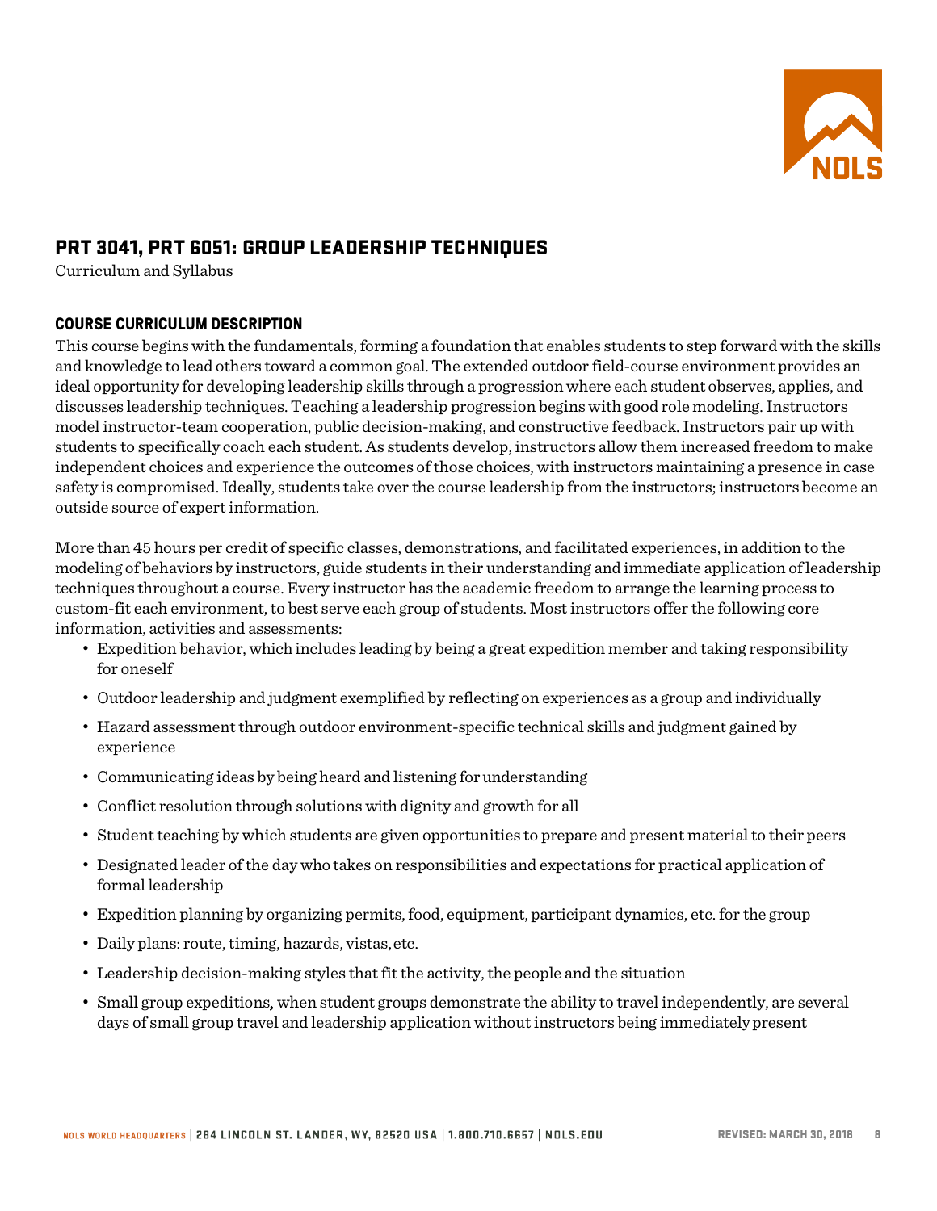## PRT 3041, PRT 6051: GROUP LEADERSHIP TECHNIQUES

Curriculum and Syllabus

### COURSE CURRICULUM DESCRIPTION

This course begins with the fundamentals, forming a foundation that enables students to step forward with the skills and knowledge to lead others toward a common goal. The extended outdoor field-course environment provides an ideal opportunity for developing leadership skills through a progression where each student observes, applies, and discusses leadership techniques. Teaching a leadership progression begins with good role modeling. Instructors model instructor-team cooperation, public decision-making, and constructive feedback. Instructors pair up with students to specifically coach each student. As students develop, instructors allow them increased freedom to make independent choices and experience the outcomes of those choices, with instructors maintaining a presence in case safety is compromised. Ideally, students take over the course leadership from the instructors; instructors become an outside source of expert information.

More than 45 hours per credit of specific classes, demonstrations, and facilitated experiences, in addition to the modeling of behaviors by instructors, guide students in their understanding and immediate application of leadership techniques throughout a course. Every instructor has the academic freedom to arrange the learning process to custom-fit each environment, to best serve each group of students. Most instructors offer the following core information, activities and assessments:

- Expedition behavior, which includes leading by being a great expedition member and taking responsibility for oneself
- Outdoor leadership and judgment exemplified by reflecting on experiences as a group and individually
- Hazard assessment through outdoor environment-specific technical skills and judgment gained by experience
- Communicating ideas by being heard and listening for understanding
- Conflict resolution through solutions with dignity and growth for all
- Student teaching by which students are given opportunities to prepare and present material to their peers
- Designated leader of the day who takes on responsibilities and expectations for practical application of formal leadership
- Expedition planning by organizing permits, food, equipment, participant dynamics, etc. for the group
- Daily plans: route, timing, hazards, vistas, etc.
- Leadership decision-making styles that fit the activity, the people and the situation
- Small group expeditions**,** when student groups demonstrate the ability to travel independently, are several days of small group travel and leadership application without instructors being immediately present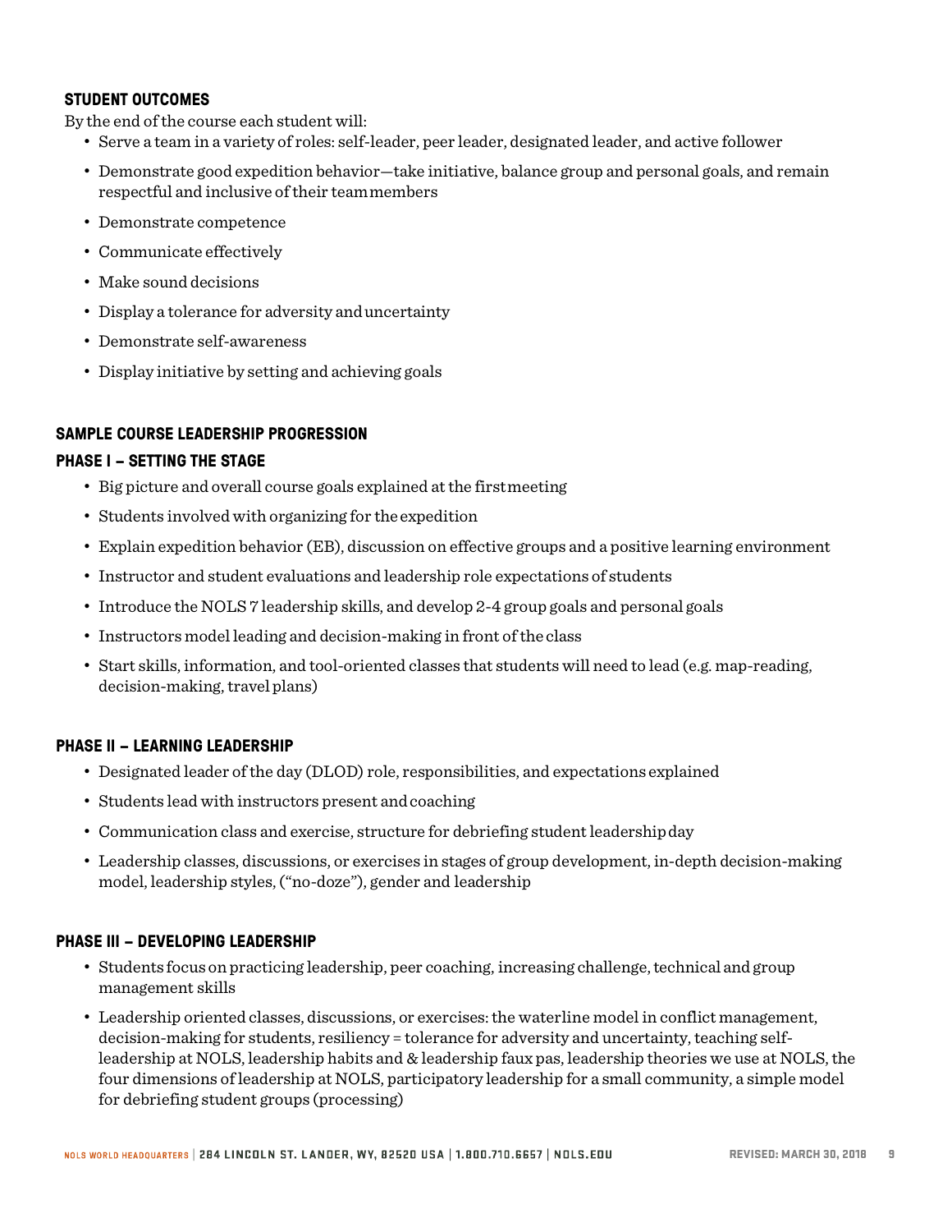### STUDENT OUTCOMES

By the end of the course each student will:

- Serve a team in a variety of roles: self-leader, peer leader, designated leader, and active follower
- Demonstrate good expedition behavior—take initiative, balance group and personal goals, and remain respectful and inclusive of their team members
- Demonstrate competence
- Communicate effectively
- Make sound decisions
- Display a tolerance for adversity and uncertainty
- Demonstrate self-awareness
- Display initiative by setting and achieving goals

## SAMPLE COURSE LEADERSHIP PROGRESSION

### PHASE I – SETTING THE STAGE

- Big picture and overall course goals explained at the first meeting
- Students involved with organizing for the expedition
- Explain expedition behavior (EB), discussion on effective groups and a positive learning environment
- Instructor and student evaluations and leadership role expectations of students
- Introduce the NOLS 7 leadership skills, and develop 2-4 group goals and personal goals
- Instructors model leading and decision-making in front of the class
- Start skills, information, and tool-oriented classes that students will need to lead (e.g. map-reading, decision-making, travel plans)

### PHASE II – LEARNING LEADERSHIP

- Designated leader of the day (DLOD) role, responsibilities, and expectations explained
- Students lead with instructors present and coaching
- Communication class and exercise, structure for debriefing student leadership day
- Leadership classes, discussions, or exercises in stages of group development, in-depth decision-making model, leadership styles, ("no-doze"), gender and leadership

### PHASE III – DEVELOPING LEADERSHIP

- Students focus on practicing leadership, peer coaching, increasing challenge, technical and group management skills
- Leadership oriented classes, discussions, or exercises: the waterline model in conflict management, decision-making for students, resiliency = tolerance for adversity and uncertainty, teaching self-leadership at NOLS, leadership habits and & leadership faux pas, leadership theories we use at NOLS, the four dimensions of leadership at NOLS, participatory leadership for a small community, a simple model for debriefing student groups (processing)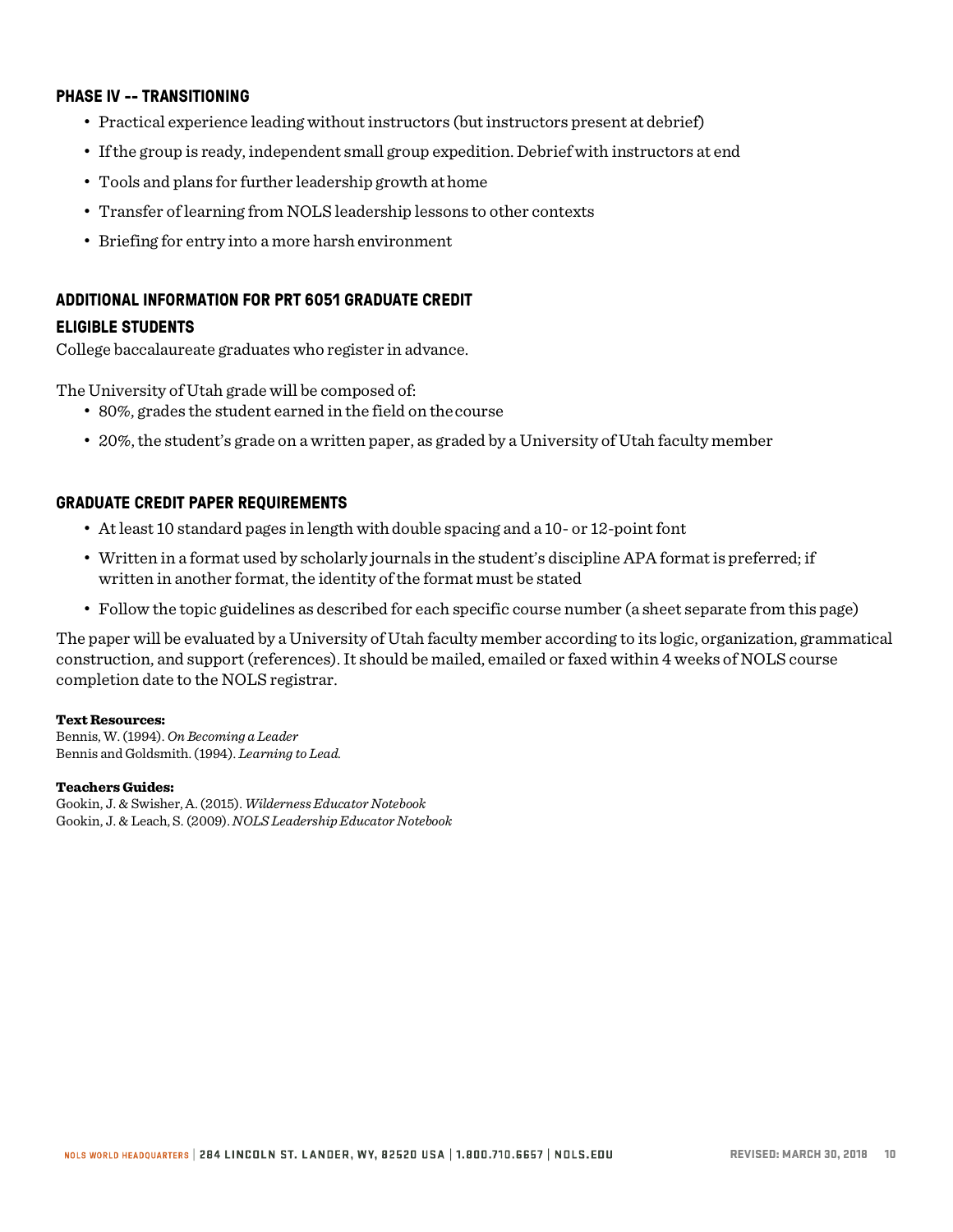### PHASE IV -- TRANSITIONING

- Practical experience leading without instructors (but instructors present at debrief)
- If the group is ready, independent small group expedition. Debrief with instructors at end
- Tools and plans for further leadership growth at home
- Transfer of learning from NOLS leadership lessons to other contexts
- Briefing for entry into a more harsh environment

### ADDITIONAL INFORMATION FOR PRT 6051 GRADUATE CREDIT

### ELIGIBLE STUDENTS

College baccalaureate graduates who register in advance.

The University of Utah grade will be composed of:

- 80%, grades the student earned in the field on the course
- 20%, the student's grade on a written paper, as graded by a University of Utah faculty member

### GRADUATE CREDIT PAPER REQUIREMENTS

- At least 10 standard pages in length with double spacing and a 10- or 12-point font
- Written in a format used by scholarly journals in the student's discipline APA format is preferred; if written in another format, the identity of the format must be stated
- Follow the topic guidelines as described for each specific course number (a sheet separate from this page)

The paper will be evaluated by a University of Utah faculty member according to its logic, organization, grammatical construction, and support (references). It should be mailed, emailed or faxed within 4 weeks of NOLS course completion date to the NOLS registrar.

**Text Resources:**
Bennis, W. (1994). *On Becoming a Leader*
Bennis and Goldsmith. (1994). *Learning to Lead.*

**Teachers Guides:**
Gookin, J. & Swisher, A. (2015). *Wilderness Educator Notebook*
Gookin, J. & Leach, S. (2009). *NOLS Leadership Educator Notebook*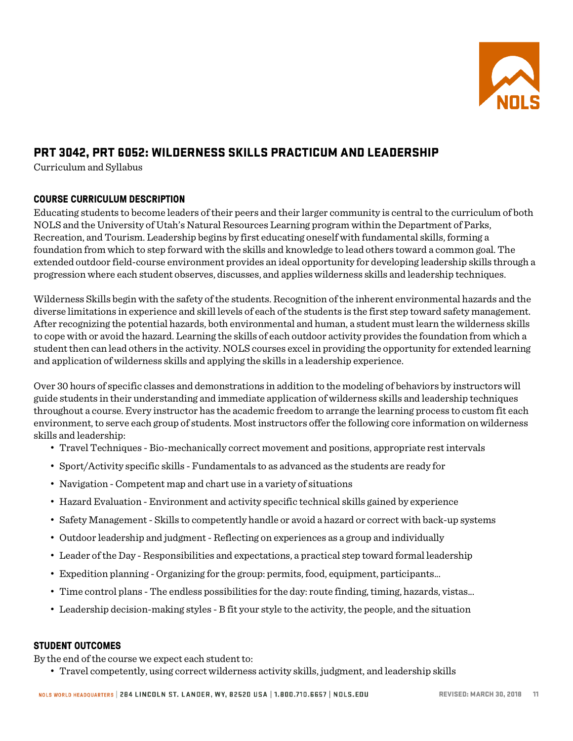## PRT 3042, PRT 6052: WILDERNESS SKILLS PRACTICUM AND LEADERSHIP

Curriculum and Syllabus

### COURSE CURRICULUM DESCRIPTION

Educating students to become leaders of their peers and their larger community is central to the curriculum of both NOLS and the University of Utah's Natural Resources Learning program within the Department of Parks, Recreation, and Tourism. Leadership begins by first educating oneself with fundamental skills, forming a foundation from which to step forward with the skills and knowledge to lead others toward a common goal. The extended outdoor field-course environment provides an ideal opportunity for developing leadership skills through a progression where each student observes, discusses, and applies wilderness skills and leadership techniques.

Wilderness Skills begin with the safety of the students. Recognition of the inherent environmental hazards and the diverse limitations in experience and skill levels of each of the students is the first step toward safety management. After recognizing the potential hazards, both environmental and human, a student must learn the wilderness skills to cope with or avoid the hazard. Learning the skills of each outdoor activity provides the foundation from which a student then can lead others in the activity. NOLS courses excel in providing the opportunity for extended learning and application of wilderness skills and applying the skills in a leadership experience.

Over 30 hours of specific classes and demonstrations in addition to the modeling of behaviors by instructors will guide students in their understanding and immediate application of wilderness skills and leadership techniques throughout a course. Every instructor has the academic freedom to arrange the learning process to custom fit each environment, to serve each group of students. Most instructors offer the following core information on wilderness skills and leadership:

- Travel Techniques - Bio-mechanically correct movement and positions, appropriate rest intervals
- Sport/Activity specific skills - Fundamentals to as advanced as the students are ready for
- Navigation - Competent map and chart use in a variety of situations
- Hazard Evaluation - Environment and activity specific technical skills gained by experience
- Safety Management - Skills to competently handle or avoid a hazard or correct with back-up systems
- Outdoor leadership and judgment - Reflecting on experiences as a group and individually
- Leader of the Day - Responsibilities and expectations, a practical step toward formal leadership
- Expedition planning - Organizing for the group: permits, food, equipment, participants...
- Time control plans - The endless possibilities for the day: route finding, timing, hazards, vistas...
- Leadership decision-making styles - B fit your style to the activity, the people, and the situation

### STUDENT OUTCOMES

By the end of the course we expect each student to:

- Travel competently, using correct wilderness activity skills, judgment, and leadership skills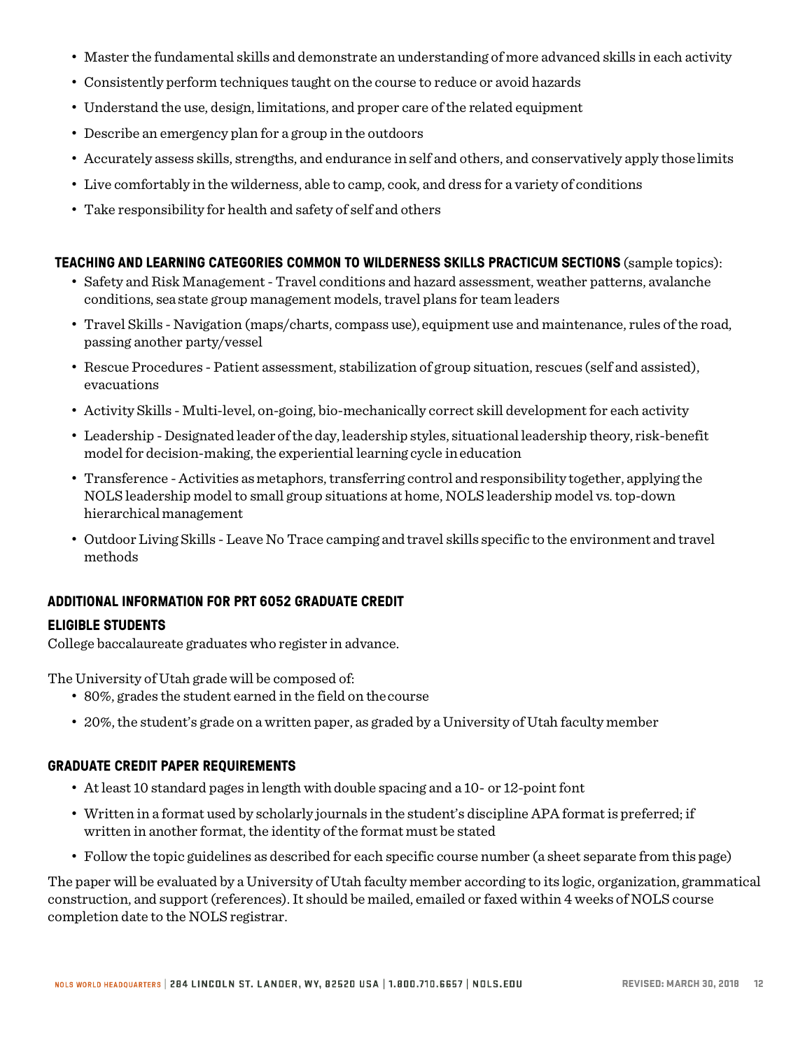- Master the fundamental skills and demonstrate an understanding of more advanced skills in each activity
- Consistently perform techniques taught on the course to reduce or avoid hazards
- Understand the use, design, limitations, and proper care of the related equipment
- Describe an emergency plan for a group in the outdoors
- Accurately assess skills, strengths, and endurance in self and others, and conservatively apply those limits
- Live comfortably in the wilderness, able to camp, cook, and dress for a variety of conditions
- Take responsibility for health and safety of self and others

**TEACHING AND LEARNING CATEGORIES COMMON TO WILDERNESS SKILLS PRACTICUM SECTIONS** (sample topics):

- Safety and Risk Management - Travel conditions and hazard assessment, weather patterns, avalanche conditions, sea state group management models, travel plans for team leaders
- Travel Skills - Navigation (maps/charts, compass use), equipment use and maintenance, rules of the road, passing another party/vessel
- Rescue Procedures - Patient assessment, stabilization of group situation, rescues (self and assisted), evacuations
- Activity Skills - Multi-level, on-going, bio-mechanically correct skill development for each activity
- Leadership - Designated leader of the day, leadership styles, situational leadership theory, risk-benefit model for decision-making, the experiential learning cycle in education
- Transference - Activities as metaphors, transferring control and responsibility together, applying the NOLS leadership model to small group situations at home, NOLS leadership model vs. top-down hierarchical management
- Outdoor Living Skills - Leave No Trace camping and travel skills specific to the environment and travel methods

## ADDITIONAL INFORMATION FOR PRT 6052 GRADUATE CREDIT

### ELIGIBLE STUDENTS

College baccalaureate graduates who register in advance.

The University of Utah grade will be composed of:

- 80%, grades the student earned in the field on the course
- 20%, the student's grade on a written paper, as graded by a University of Utah faculty member

### GRADUATE CREDIT PAPER REQUIREMENTS

- At least 10 standard pages in length with double spacing and a 10- or 12-point font
- Written in a format used by scholarly journals in the student's discipline APA format is preferred; if written in another format, the identity of the format must be stated
- Follow the topic guidelines as described for each specific course number (a sheet separate from this page)

The paper will be evaluated by a University of Utah faculty member according to its logic, organization, grammatical construction, and support (references). It should be mailed, emailed or faxed within 4 weeks of NOLS course completion date to the NOLS registrar.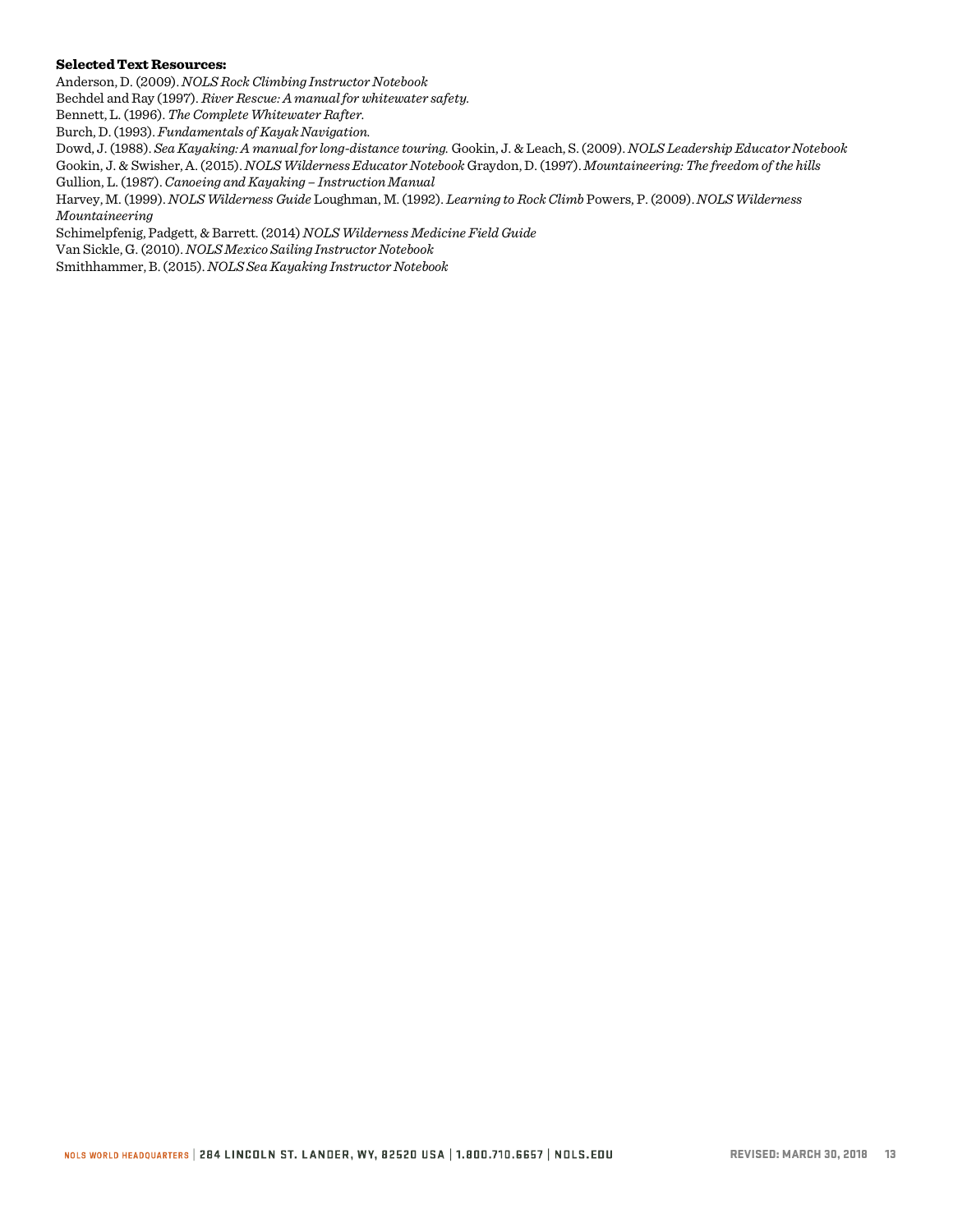**Selected Text Resources:**

Anderson, D. (2009). *NOLS Rock Climbing Instructor Notebook*
Bechdel and Ray (1997). *River Rescue: A manual for whitewater safety.*
Bennett, L. (1996). *The Complete Whitewater Rafter.*
Burch, D. (1993). *Fundamentals of Kayak Navigation.*
Dowd, J. (1988). *Sea Kayaking: A manual for long-distance touring.* Gookin, J. & Leach, S. (2009). *NOLS Leadership Educator Notebook*
Gookin, J. & Swisher, A. (2015). *NOLS Wilderness Educator Notebook* Graydon, D. (1997). *Mountaineering: The freedom of the hills*
Gullion, L. (1987). *Canoeing and Kayaking – Instruction Manual*
Harvey, M. (1999). *NOLS Wilderness Guide* Loughman, M. (1992). *Learning to Rock Climb* Powers, P. (2009). *NOLS Wilderness Mountaineering*
Schimelpfenig, Padgett, & Barrett. (2014) *NOLS Wilderness Medicine Field Guide*
Van Sickle, G. (2010). *NOLS Mexico Sailing Instructor Notebook*
Smithhammer, B. (2015). *NOLS Sea Kayaking Instructor Notebook*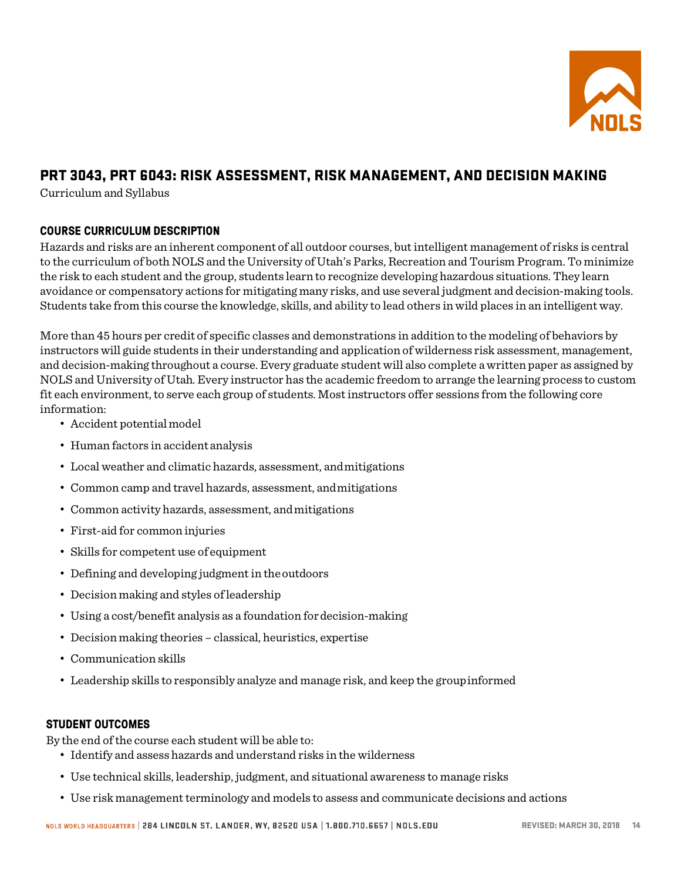## PRT 3043, PRT 6043: RISK ASSESSMENT, RISK MANAGEMENT, AND DECISION MAKING

Curriculum and Syllabus

### COURSE CURRICULUM DESCRIPTION

Hazards and risks are an inherent component of all outdoor courses, but intelligent management of risks is central to the curriculum of both NOLS and the University of Utah's Parks, Recreation and Tourism Program. To minimize the risk to each student and the group, students learn to recognize developing hazardous situations. They learn avoidance or compensatory actions for mitigating many risks, and use several judgment and decision-making tools. Students take from this course the knowledge, skills, and ability to lead others in wild places in an intelligent way.

More than 45 hours per credit of specific classes and demonstrations in addition to the modeling of behaviors by instructors will guide students in their understanding and application of wilderness risk assessment, management, and decision-making throughout a course. Every graduate student will also complete a written paper as assigned by NOLS and University of Utah. Every instructor has the academic freedom to arrange the learning process to custom fit each environment, to serve each group of students. Most instructors offer sessions from the following core information:

- Accident potential model
- Human factors in accident analysis
- Local weather and climatic hazards, assessment, and mitigations
- Common camp and travel hazards, assessment, and mitigations
- Common activity hazards, assessment, and mitigations
- First-aid for common injuries
- Skills for competent use of equipment
- Defining and developing judgment in the outdoors
- Decision making and styles of leadership
- Using a cost/benefit analysis as a foundation for decision-making
- Decision making theories – classical, heuristics, expertise
- Communication skills
- Leadership skills to responsibly analyze and manage risk, and keep the group informed

### STUDENT OUTCOMES

By the end of the course each student will be able to:

- Identify and assess hazards and understand risks in the wilderness
- Use technical skills, leadership, judgment, and situational awareness to manage risks
- Use risk management terminology and models to assess and communicate decisions and actions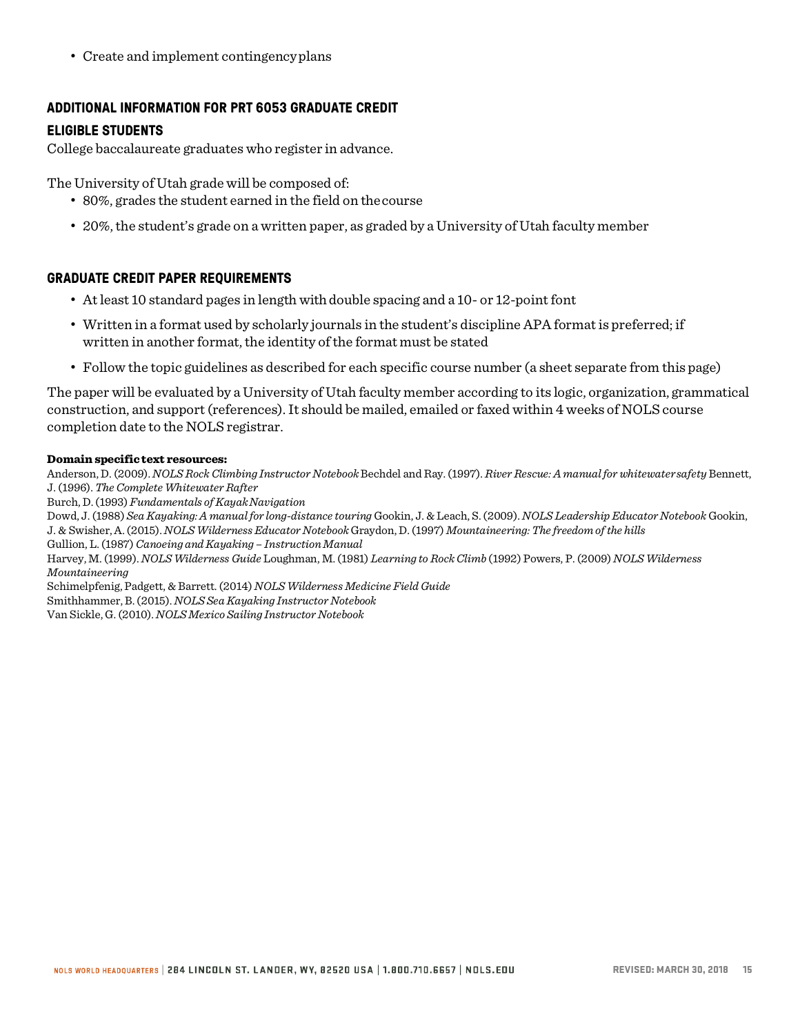- Create and implement contingency plans

## ADDITIONAL INFORMATION FOR PRT 6053 GRADUATE CREDIT

### ELIGIBLE STUDENTS

College baccalaureate graduates who register in advance.

The University of Utah grade will be composed of:

- 80%, grades the student earned in the field on the course
- 20%, the student's grade on a written paper, as graded by a University of Utah faculty member

### GRADUATE CREDIT PAPER REQUIREMENTS

- At least 10 standard pages in length with double spacing and a 10- or 12-point font
- Written in a format used by scholarly journals in the student's discipline APA format is preferred; if written in another format, the identity of the format must be stated
- Follow the topic guidelines as described for each specific course number (a sheet separate from this page)

The paper will be evaluated by a University of Utah faculty member according to its logic, organization, grammatical construction, and support (references). It should be mailed, emailed or faxed within 4 weeks of NOLS course completion date to the NOLS registrar.

**Domain specific text resources:**

Anderson, D. (2009). *NOLS Rock Climbing Instructor Notebook* Bechdel and Ray. (1997). *River Rescue: A manual for whitewater safety* Bennett, J. (1996). *The Complete Whitewater Rafter*

Burch, D. (1993) *Fundamentals of Kayak Navigation*

Dowd, J. (1988) *Sea Kayaking: A manual for long-distance touring* Gookin, J. & Leach, S. (2009). *NOLS Leadership Educator Notebook* Gookin, J. & Swisher, A. (2015). *NOLS Wilderness Educator Notebook* Graydon, D. (1997) *Mountaineering: The freedom of the hills*

Gullion, L. (1987) *Canoeing and Kayaking – Instruction Manual*

Harvey, M. (1999). *NOLS Wilderness Guide* Loughman, M. (1981) *Learning to Rock Climb* (1992) Powers, P. (2009) *NOLS Wilderness Mountaineering*

Schimelpfenig, Padgett, & Barrett. (2014) *NOLS Wilderness Medicine Field Guide*

Smithhammer, B. (2015). *NOLS Sea Kayaking Instructor Notebook*

Van Sickle, G. (2010). *NOLS Mexico Sailing Instructor Notebook*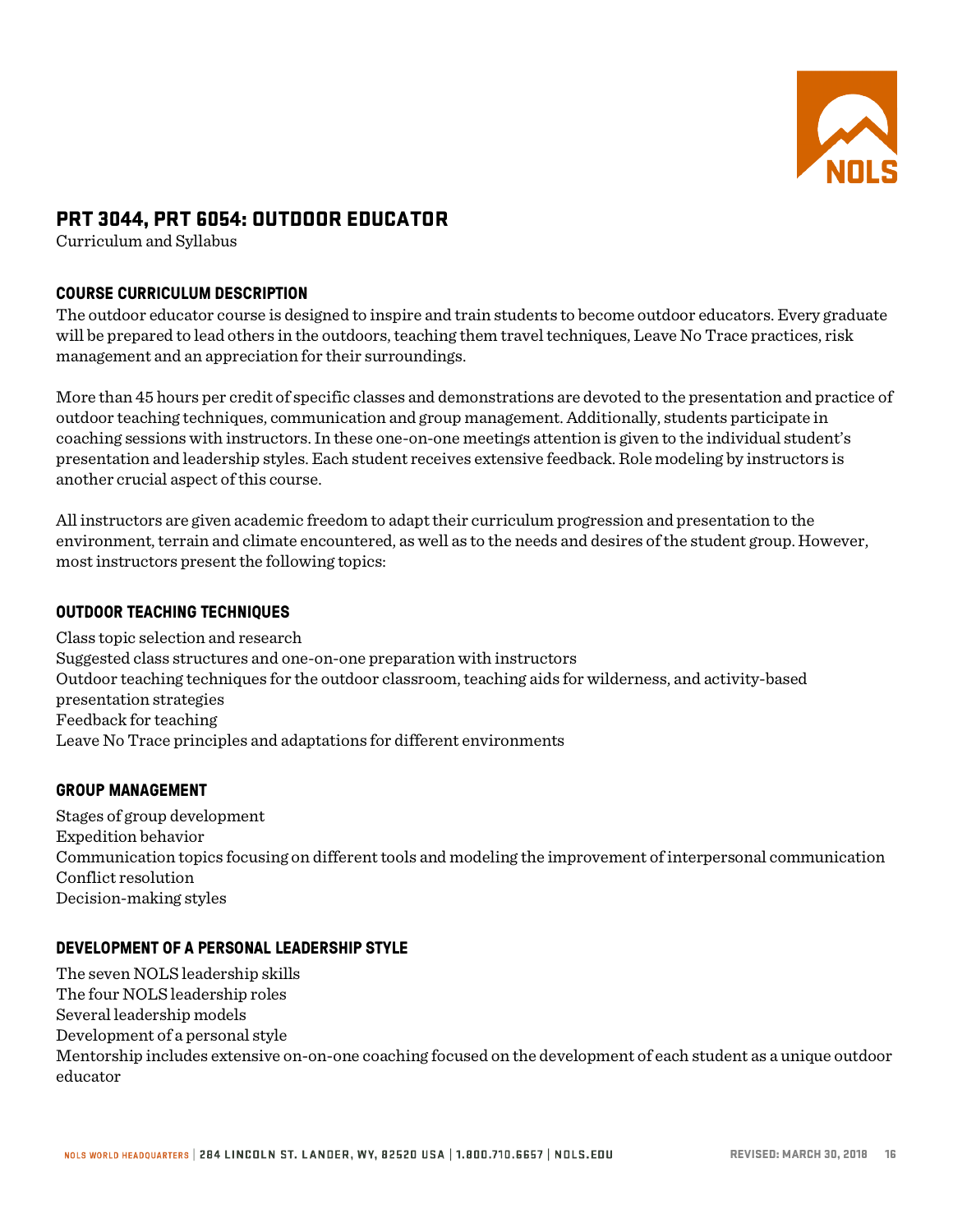# PRT 3044, PRT 6054: OUTDOOR EDUCATOR

Curriculum and Syllabus

## COURSE CURRICULUM DESCRIPTION

The outdoor educator course is designed to inspire and train students to become outdoor educators. Every graduate will be prepared to lead others in the outdoors, teaching them travel techniques, Leave No Trace practices, risk management and an appreciation for their surroundings.

More than 45 hours per credit of specific classes and demonstrations are devoted to the presentation and practice of outdoor teaching techniques, communication and group management. Additionally, students participate in coaching sessions with instructors. In these one-on-one meetings attention is given to the individual student's presentation and leadership styles. Each student receives extensive feedback. Role modeling by instructors is another crucial aspect of this course.

All instructors are given academic freedom to adapt their curriculum progression and presentation to the environment, terrain and climate encountered, as well as to the needs and desires of the student group. However, most instructors present the following topics:

## OUTDOOR TEACHING TECHNIQUES

Class topic selection and research
Suggested class structures and one-on-one preparation with instructors
Outdoor teaching techniques for the outdoor classroom, teaching aids for wilderness, and activity-based presentation strategies
Feedback for teaching
Leave No Trace principles and adaptations for different environments

## GROUP MANAGEMENT

Stages of group development
Expedition behavior
Communication topics focusing on different tools and modeling the improvement of interpersonal communication
Conflict resolution
Decision-making styles

## DEVELOPMENT OF A PERSONAL LEADERSHIP STYLE

The seven NOLS leadership skills
The four NOLS leadership roles
Several leadership models
Development of a personal style
Mentorship includes extensive on-on-one coaching focused on the development of each student as a unique outdoor educator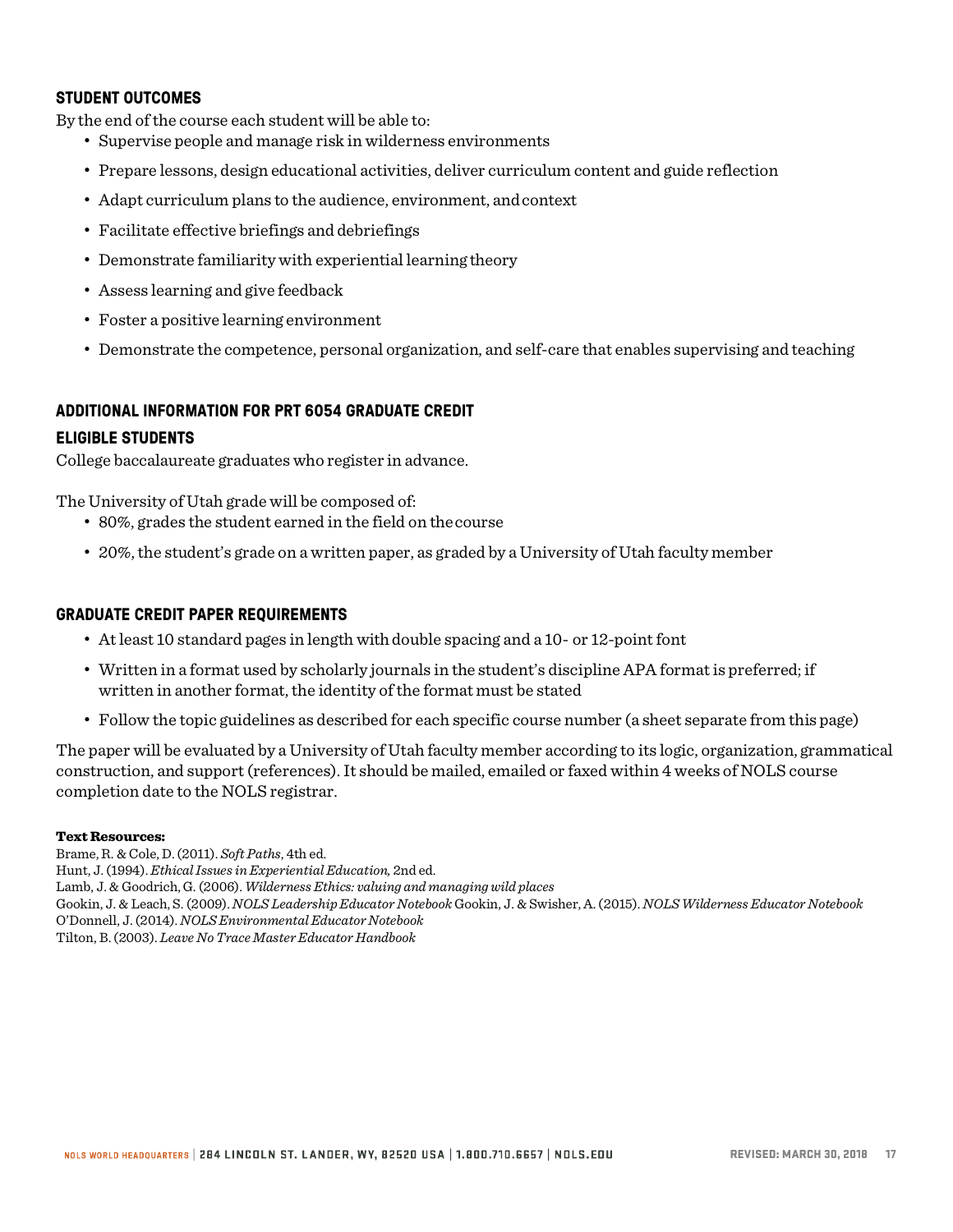### STUDENT OUTCOMES

By the end of the course each student will be able to:

- Supervise people and manage risk in wilderness environments
- Prepare lessons, design educational activities, deliver curriculum content and guide reflection
- Adapt curriculum plans to the audience, environment, and context
- Facilitate effective briefings and debriefings
- Demonstrate familiarity with experiential learning theory
- Assess learning and give feedback
- Foster a positive learning environment
- Demonstrate the competence, personal organization, and self-care that enables supervising and teaching

### ADDITIONAL INFORMATION FOR PRT 6054 GRADUATE CREDIT

### ELIGIBLE STUDENTS

College baccalaureate graduates who register in advance.

The University of Utah grade will be composed of:

- 80%, grades the student earned in the field on the course
- 20%, the student's grade on a written paper, as graded by a University of Utah faculty member

### GRADUATE CREDIT PAPER REQUIREMENTS

- At least 10 standard pages in length with double spacing and a 10- or 12-point font
- Written in a format used by scholarly journals in the student's discipline APA format is preferred; if written in another format, the identity of the format must be stated
- Follow the topic guidelines as described for each specific course number (a sheet separate from this page)

The paper will be evaluated by a University of Utah faculty member according to its logic, organization, grammatical construction, and support (references). It should be mailed, emailed or faxed within 4 weeks of NOLS course completion date to the NOLS registrar.

**Text Resources:**

Brame, R. & Cole, D. (2011). *Soft Paths*, 4th ed.
Hunt, J. (1994). *Ethical Issues in Experiential Education*, 2nd ed.
Lamb, J. & Goodrich, G. (2006). *Wilderness Ethics: valuing and managing wild places*
Gookin, J. & Leach, S. (2009). *NOLS Leadership Educator Notebook* Gookin, J. & Swisher, A. (2015). *NOLS Wilderness Educator Notebook*
O'Donnell, J. (2014). *NOLS Environmental Educator Notebook*
Tilton, B. (2003). *Leave No Trace Master Educator Handbook*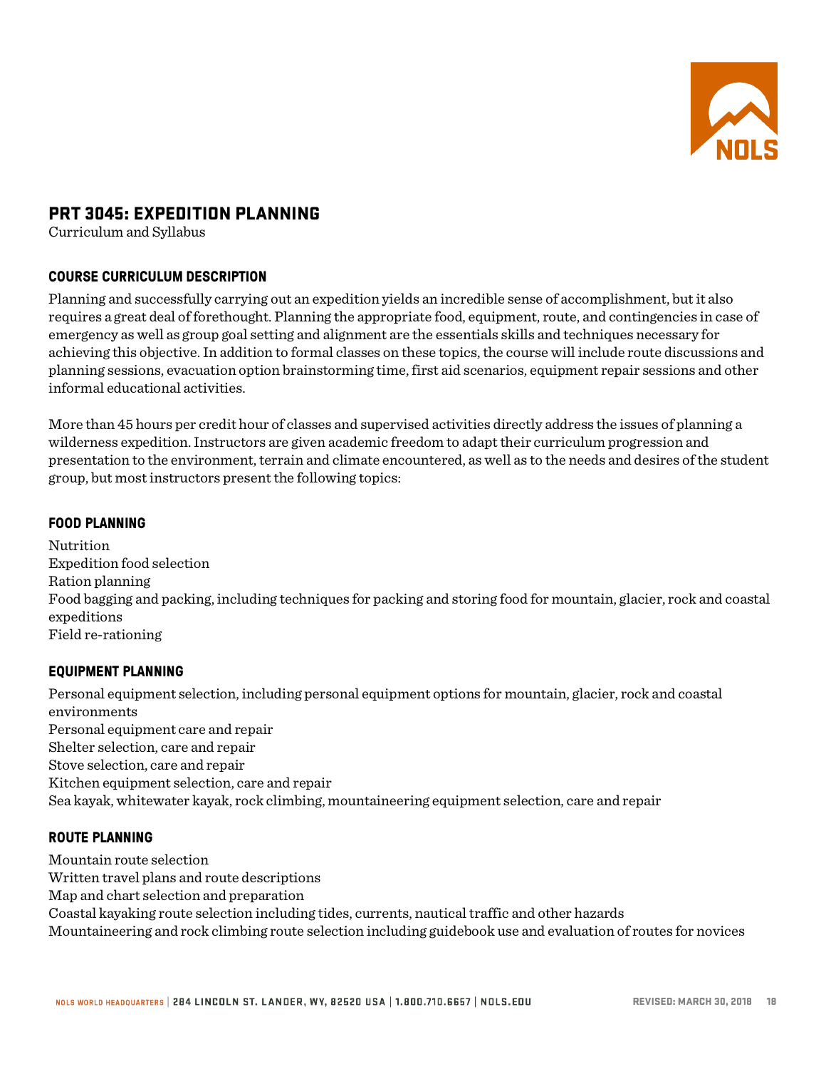## PRT 3045: EXPEDITION PLANNING

Curriculum and Syllabus

### COURSE CURRICULUM DESCRIPTION

Planning and successfully carrying out an expedition yields an incredible sense of accomplishment, but it also requires a great deal of forethought. Planning the appropriate food, equipment, route, and contingencies in case of emergency as well as group goal setting and alignment are the essentials skills and techniques necessary for achieving this objective. In addition to formal classes on these topics, the course will include route discussions and planning sessions, evacuation option brainstorming time, first aid scenarios, equipment repair sessions and other informal educational activities.

More than 45 hours per credit hour of classes and supervised activities directly address the issues of planning a wilderness expedition. Instructors are given academic freedom to adapt their curriculum progression and presentation to the environment, terrain and climate encountered, as well as to the needs and desires of the student group, but most instructors present the following topics:

### FOOD PLANNING

Nutrition
Expedition food selection
Ration planning
Food bagging and packing, including techniques for packing and storing food for mountain, glacier, rock and coastal expeditions
Field re-rationing

### EQUIPMENT PLANNING

Personal equipment selection, including personal equipment options for mountain, glacier, rock and coastal environments
Personal equipment care and repair
Shelter selection, care and repair
Stove selection, care and repair
Kitchen equipment selection, care and repair
Sea kayak, whitewater kayak, rock climbing, mountaineering equipment selection, care and repair

### ROUTE PLANNING

Mountain route selection
Written travel plans and route descriptions
Map and chart selection and preparation
Coastal kayaking route selection including tides, currents, nautical traffic and other hazards
Mountaineering and rock climbing route selection including guidebook use and evaluation of routes for novices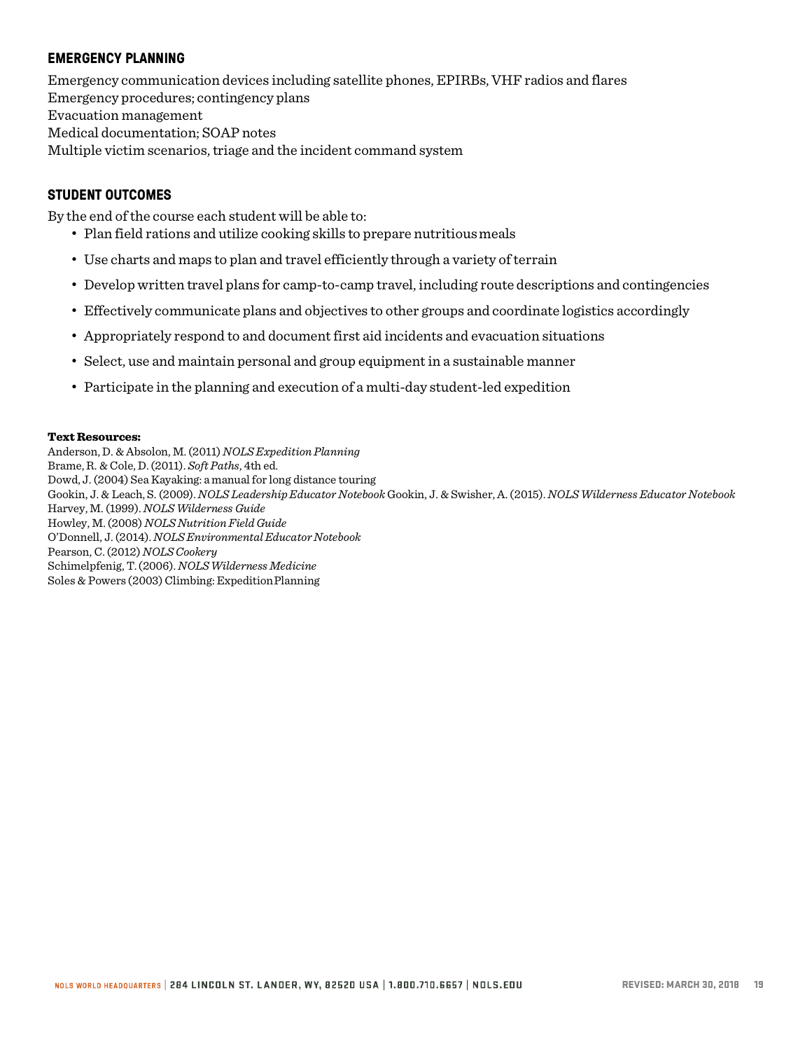## EMERGENCY PLANNING

Emergency communication devices including satellite phones, EPIRBs, VHF radios and flares
Emergency procedures; contingency plans
Evacuation management
Medical documentation; SOAP notes
Multiple victim scenarios, triage and the incident command system

## STUDENT OUTCOMES

By the end of the course each student will be able to:

- Plan field rations and utilize cooking skills to prepare nutritious meals
- Use charts and maps to plan and travel efficiently through a variety of terrain
- Develop written travel plans for camp-to-camp travel, including route descriptions and contingencies
- Effectively communicate plans and objectives to other groups and coordinate logistics accordingly
- Appropriately respond to and document first aid incidents and evacuation situations
- Select, use and maintain personal and group equipment in a sustainable manner
- Participate in the planning and execution of a multi-day student-led expedition

**Text Resources:**

Anderson, D. & Absolon, M. (2011) *NOLS Expedition Planning*
Brame, R. & Cole, D. (2011). *Soft Paths*, 4th ed.
Dowd, J. (2004) Sea Kayaking: a manual for long distance touring
Gookin, J. & Leach, S. (2009). *NOLS Leadership Educator Notebook* Gookin, J. & Swisher, A. (2015). *NOLS Wilderness Educator Notebook*
Harvey, M. (1999). *NOLS Wilderness Guide*
Howley, M. (2008) *NOLS Nutrition Field Guide*
O'Donnell, J. (2014). *NOLS Environmental Educator Notebook*
Pearson, C. (2012) *NOLS Cookery*
Schimelpfenig, T. (2006). *NOLS Wilderness Medicine*
Soles & Powers (2003) Climbing: Expedition Planning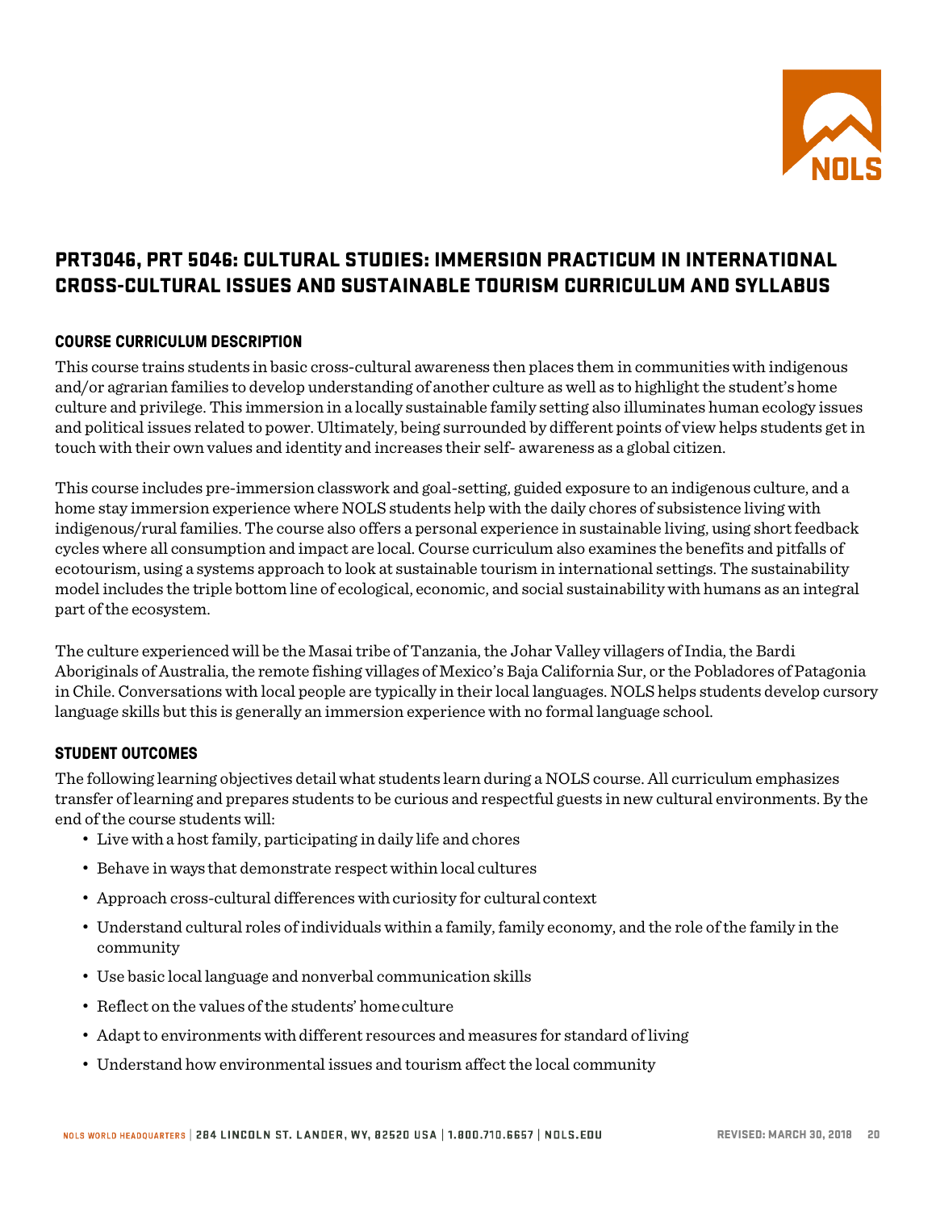# PRT3046, PRT 5046: CULTURAL STUDIES: IMMERSION PRACTICUM IN INTERNATIONAL CROSS-CULTURAL ISSUES AND SUSTAINABLE TOURISM CURRICULUM AND SYLLABUS

## COURSE CURRICULUM DESCRIPTION

This course trains students in basic cross-cultural awareness then places them in communities with indigenous and/or agrarian families to develop understanding of another culture as well as to highlight the student's home culture and privilege. This immersion in a locally sustainable family setting also illuminates human ecology issues and political issues related to power. Ultimately, being surrounded by different points of view helps students get in touch with their own values and identity and increases their self- awareness as a global citizen.

This course includes pre-immersion classwork and goal-setting, guided exposure to an indigenous culture, and a home stay immersion experience where NOLS students help with the daily chores of subsistence living with indigenous/rural families. The course also offers a personal experience in sustainable living, using short feedback cycles where all consumption and impact are local. Course curriculum also examines the benefits and pitfalls of ecotourism, using a systems approach to look at sustainable tourism in international settings. The sustainability model includes the triple bottom line of ecological, economic, and social sustainability with humans as an integral part of the ecosystem.

The culture experienced will be the Masai tribe of Tanzania, the Johar Valley villagers of India, the Bardi Aboriginals of Australia, the remote fishing villages of Mexico's Baja California Sur, or the Pobladores of Patagonia in Chile. Conversations with local people are typically in their local languages. NOLS helps students develop cursory language skills but this is generally an immersion experience with no formal language school.

## STUDENT OUTCOMES

The following learning objectives detail what students learn during a NOLS course. All curriculum emphasizes transfer of learning and prepares students to be curious and respectful guests in new cultural environments. By the end of the course students will:

- Live with a host family, participating in daily life and chores
- Behave in ways that demonstrate respect within local cultures
- Approach cross-cultural differences with curiosity for cultural context
- Understand cultural roles of individuals within a family, family economy, and the role of the family in the community
- Use basic local language and nonverbal communication skills
- Reflect on the values of the students' home culture
- Adapt to environments with different resources and measures for standard of living
- Understand how environmental issues and tourism affect the local community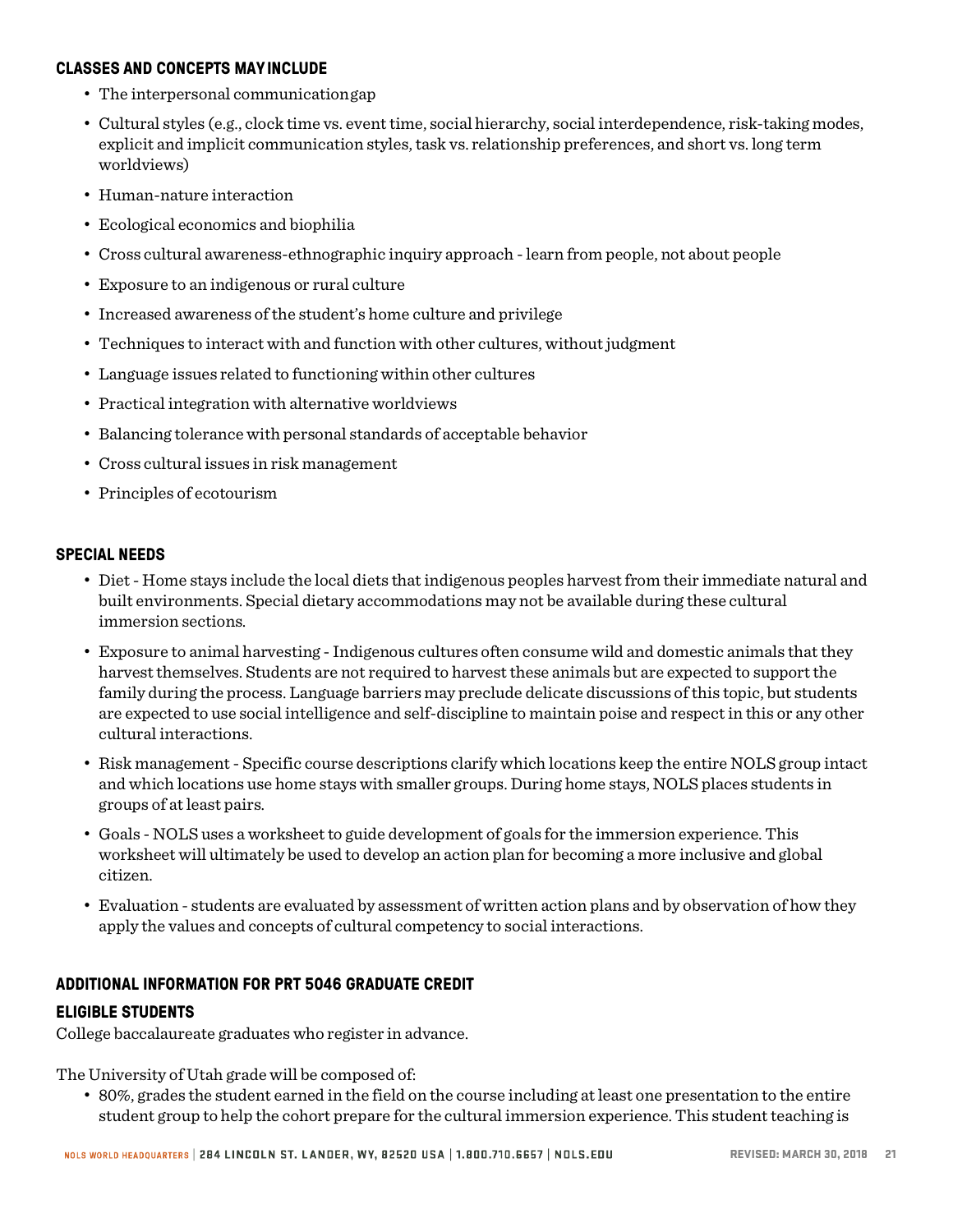### CLASSES AND CONCEPTS MAY INCLUDE

- The interpersonal communication gap
- Cultural styles (e.g., clock time vs. event time, social hierarchy, social interdependence, risk-taking modes, explicit and implicit communication styles, task vs. relationship preferences, and short vs. long term worldviews)
- Human-nature interaction
- Ecological economics and biophilia
- Cross cultural awareness-ethnographic inquiry approach - learn from people, not about people
- Exposure to an indigenous or rural culture
- Increased awareness of the student's home culture and privilege
- Techniques to interact with and function with other cultures, without judgment
- Language issues related to functioning within other cultures
- Practical integration with alternative worldviews
- Balancing tolerance with personal standards of acceptable behavior
- Cross cultural issues in risk management
- Principles of ecotourism

### SPECIAL NEEDS

- Diet - Home stays include the local diets that indigenous peoples harvest from their immediate natural and built environments. Special dietary accommodations may not be available during these cultural immersion sections.
- Exposure to animal harvesting - Indigenous cultures often consume wild and domestic animals that they harvest themselves. Students are not required to harvest these animals but are expected to support the family during the process. Language barriers may preclude delicate discussions of this topic, but students are expected to use social intelligence and self-discipline to maintain poise and respect in this or any other cultural interactions.
- Risk management - Specific course descriptions clarify which locations keep the entire NOLS group intact and which locations use home stays with smaller groups. During home stays, NOLS places students in groups of at least pairs.
- Goals - NOLS uses a worksheet to guide development of goals for the immersion experience. This worksheet will ultimately be used to develop an action plan for becoming a more inclusive and global citizen.
- Evaluation - students are evaluated by assessment of written action plans and by observation of how they apply the values and concepts of cultural competency to social interactions.

### ADDITIONAL INFORMATION FOR PRT 5046 GRADUATE CREDIT

### ELIGIBLE STUDENTS

College baccalaureate graduates who register in advance.

The University of Utah grade will be composed of:

- 80%, grades the student earned in the field on the course including at least one presentation to the entire student group to help the cohort prepare for the cultural immersion experience. This student teaching is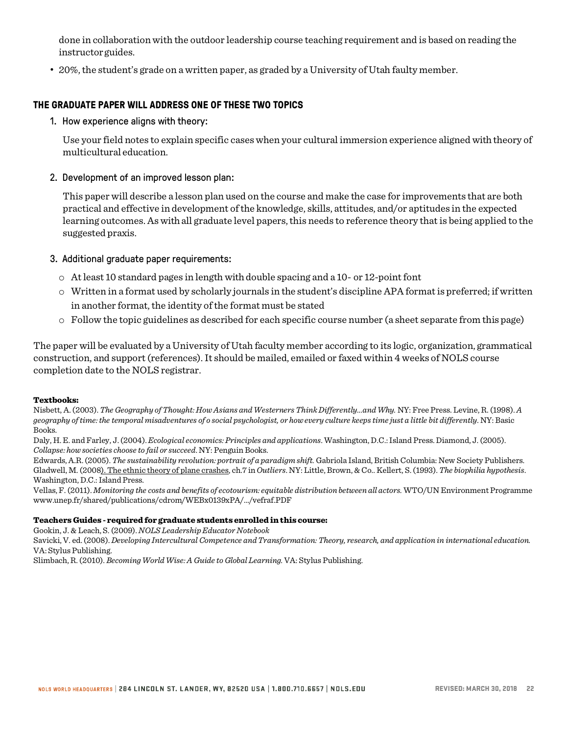done in collaboration with the outdoor leadership course teaching requirement and is based on reading the instructor guides.

- 20%, the student's grade on a written paper, as graded by a University of Utah faulty member.

## THE GRADUATE PAPER WILL ADDRESS ONE OF THESE TWO TOPICS

1. How experience aligns with theory:

   Use your field notes to explain specific cases when your cultural immersion experience aligned with theory of multicultural education.

2. Development of an improved lesson plan:

   This paper will describe a lesson plan used on the course and make the case for improvements that are both practical and effective in development of the knowledge, skills, attitudes, and/or aptitudes in the expected learning outcomes. As with all graduate level papers, this needs to reference theory that is being applied to the suggested praxis.

3. Additional graduate paper requirements:

   - At least 10 standard pages in length with double spacing and a 10- or 12-point font
   - Written in a format used by scholarly journals in the student's discipline APA format is preferred; if written in another format, the identity of the format must be stated
   - Follow the topic guidelines as described for each specific course number (a sheet separate from this page)

The paper will be evaluated by a University of Utah faculty member according to its logic, organization, grammatical construction, and support (references). It should be mailed, emailed or faxed within 4 weeks of NOLS course completion date to the NOLS registrar.

**Textbooks:**

Nisbett, A. (2003). *The Geography of Thought: How Asians and Westerners Think Differently...and Why.* NY: Free Press. Levine, R. (1998). *A geography of time: the temporal misadventures of o social psychologist, or how every culture keeps time just a little bit differently*. NY: Basic Books.

Daly, H. E. and Farley, J. (2004). *Ecological economics: Principles and applications*. Washington, D.C.: Island Press. Diamond, J. (2005). *Collapse: how societies choose to fail or succeed*. NY: Penguin Books.

Edwards, A.R. (2005). *The sustainability revolution: portrait of a paradigm shift.* Gabriola Island, British Columbia: New Society Publishers. Gladwell, M. (2008). The ethnic theory of plane crashes, ch.7 in *Outliers*. NY: Little, Brown, & Co.. Kellert, S. (1993). *The biophilia hypothesis*. Washington, D.C.: Island Press.

Vellas, F. (2011). *Monitoring the costs and benefits of ecotourism: equitable distribution between all actors.* WTO/UN Environment Programme www.unep.fr/shared/publications/cdrom/WEBx0139xPA/.../vefraf.PDF

**Teachers Guides - required for graduate students enrolled in this course:**

Gookin, J. & Leach, S. (2009). *NOLS Leadership Educator Notebook*

Savicki, V. ed. (2008). *Developing Intercultural Competence and Transformation: Theory, research, and application in international education.* VA: Stylus Publishing.

Slimbach, R. (2010). *Becoming World Wise: A Guide to Global Learning.* VA: Stylus Publishing.